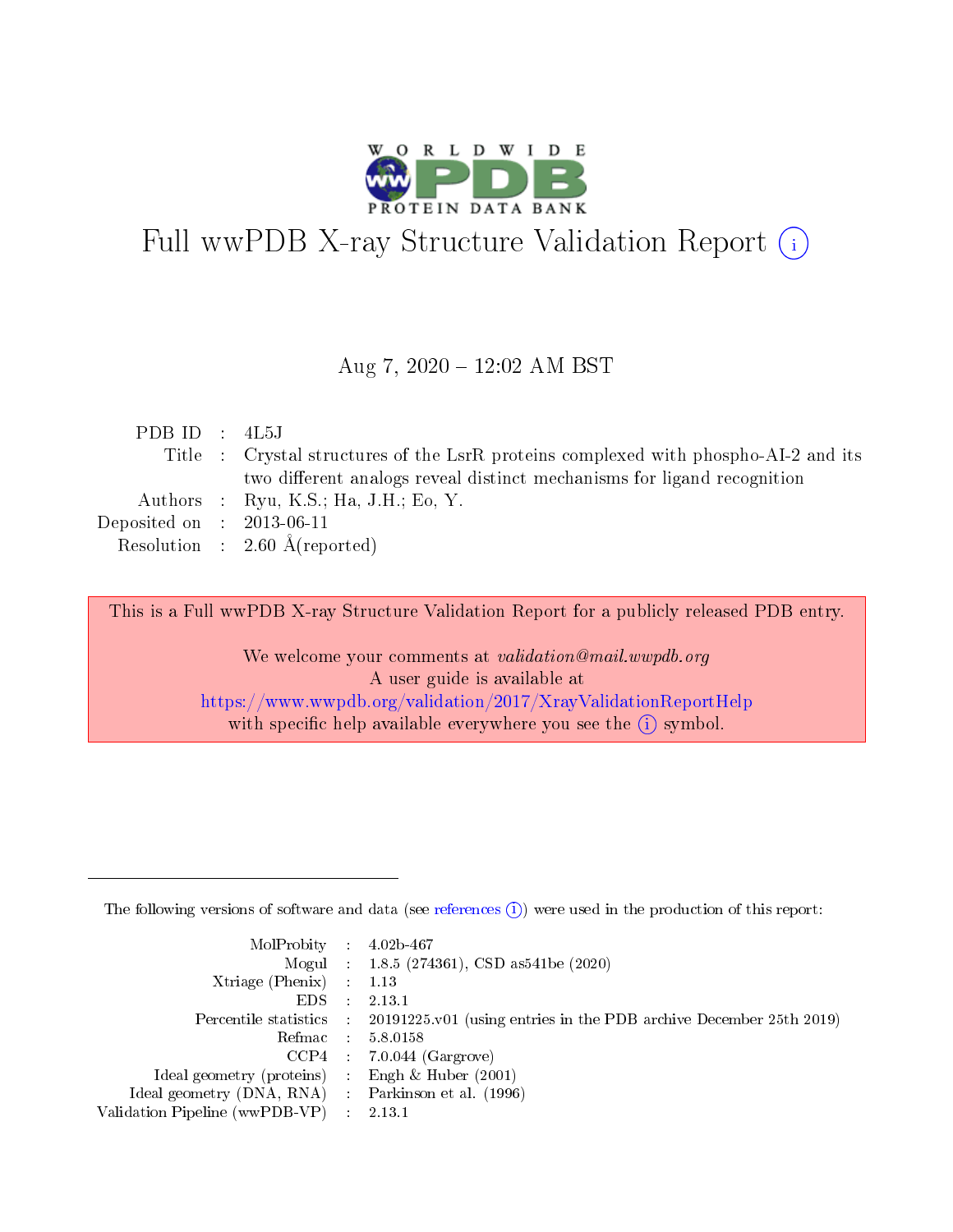# Full wwPDB X-ray Structure Validation Report (i)

Aug 7, 2020 – 12:02 AM BST

| | | |
|---|---|---|
| PDB ID | : | 4L5J |
| Title | : | Crystal structures of the LsrR proteins complexed with phospho-AI-2 and its two different analogs reveal distinct mechanisms for ligand recognition |
| Authors | : | Ryu, K.S.; Ha, J.H.; Eo, Y. |
| Deposited on | : | 2013-06-11 |
| Resolution | : | 2.60 Å(reported) |

This is a Full wwPDB X-ray Structure Validation Report for a publicly released PDB entry.

We welcome your comments at *validation@mail.wwpdb.org*
A user guide is available at
https://www.wwpdb.org/validation/2017/XrayValidationReportHelp
with specific help available everywhere you see the (i) symbol.

---

The following versions of software and data (see references (i)) were used in the production of this report:

| | | |
|---|---|---|
| MolProbity | : | 4.02b-467 |
| Mogul | : | 1.8.5 (274361), CSD as541be (2020) |
| Xtriage (Phenix) | : | 1.13 |
| EDS | : | 2.13.1 |
| Percentile statistics | : | 20191225.v01 (using entries in the PDB archive December 25th 2019) |
| Refmac | : | 5.8.0158 |
| CCP4 | : | 7.0.044 (Gargrove) |
| Ideal geometry (proteins) | : | Engh & Huber (2001) |
| Ideal geometry (DNA, RNA) | : | Parkinson et al. (1996) |
| Validation Pipeline (wwPDB-VP) | : | 2.13.1 |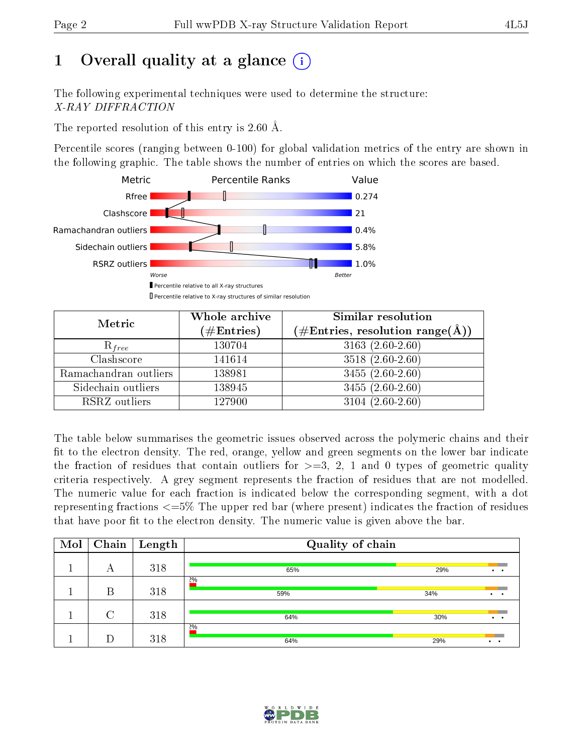# 1 Overall quality at a glance

The following experimental techniques were used to determine the structure: *X-RAY DIFFRACTION*

The reported resolution of this entry is 2.60 Å.

Percentile scores (ranging between 0-100) for global validation metrics of the entry are shown in the following graphic. The table shows the number of entries on which the scores are based.

| Metric | Value |
|---|---|
| Rfree | 0.274 |
| Clashscore | 21 |
| Ramachandran outliers | 0.4% |
| Sidechain outliers | 5.8% |
| RSRZ outliers | 1.0% |

Worse — Better

▮ Percentile relative to all X-ray structures

▯ Percentile relative to X-ray structures of similar resolution

| Metric | Whole archive (#Entries) | Similar resolution (#Entries, resolution range(Å)) |
|---|---|---|
| $R_{free}$ | 130704 | 3163 (2.60-2.60) |
| Clashscore | 141614 | 3518 (2.60-2.60) |
| Ramachandran outliers | 138981 | 3455 (2.60-2.60) |
| Sidechain outliers | 138945 | 3455 (2.60-2.60) |
| RSRZ outliers | 127900 | 3104 (2.60-2.60) |

The table below summarises the geometric issues observed across the polymeric chains and their fit to the electron density. The red, orange, yellow and green segments on the lower bar indicate the fraction of residues that contain outliers for >=3, 2, 1 and 0 types of geometric quality criteria respectively. A grey segment represents the fraction of residues that are not modelled. The numeric value for each fraction is indicated below the corresponding segment, with a dot representing fractions <=5% The upper red bar (where present) indicates the fraction of residues that have poor fit to the electron density. The numeric value is given above the bar.

| Mol | Chain | Length | Quality of chain |
|---|---|---|---|
| 1 | A | 318 | 65% · 29% · • • |
| 1 | B | 318 | 2% (poor fit) · 59% · 34% · • • |
| 1 | C | 318 | 64% · 30% · • • |
| 1 | D | 318 | 2% (poor fit) · 64% · 29% · • • |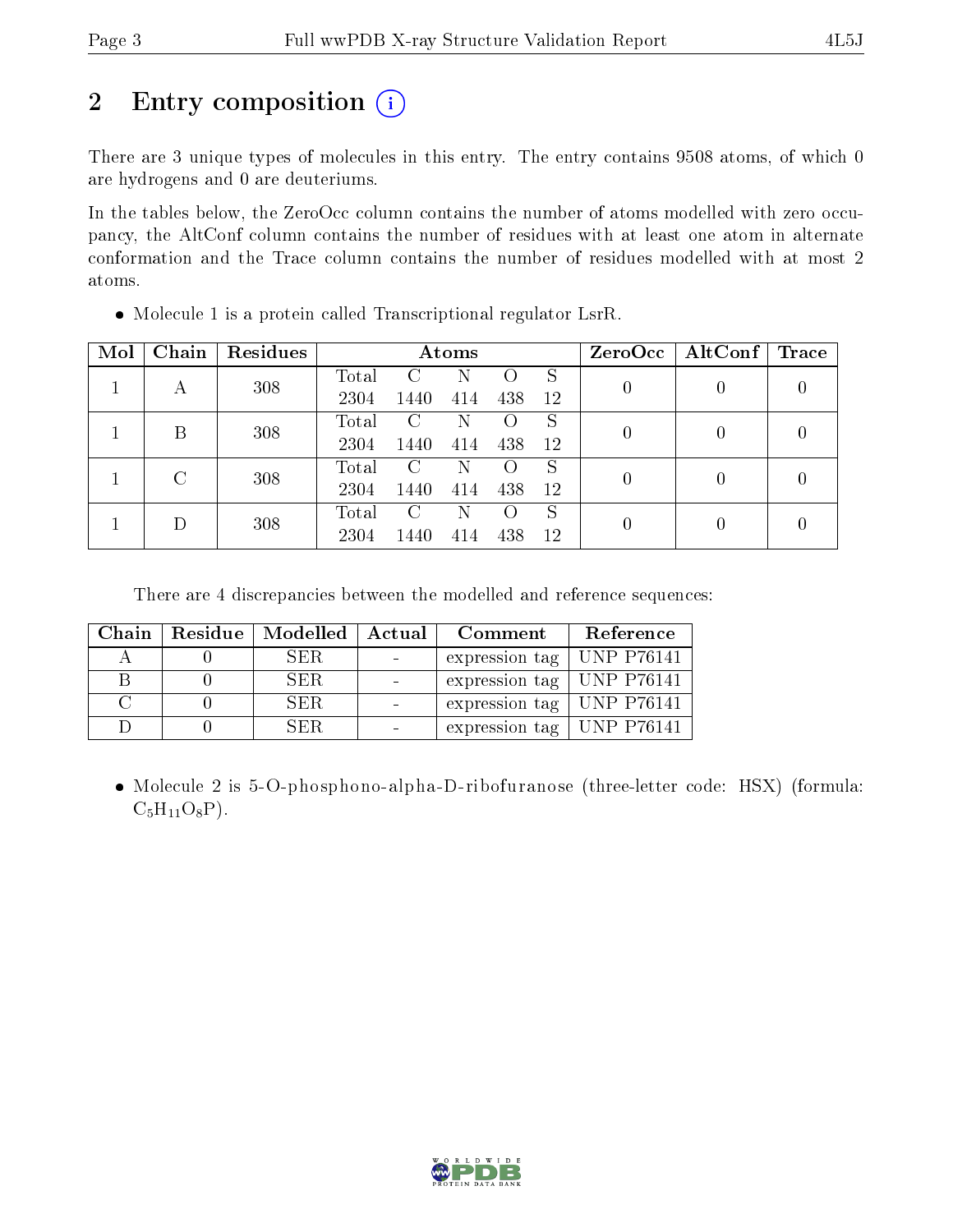# 2 Entry composition

There are 3 unique types of molecules in this entry. The entry contains 9508 atoms, of which 0 are hydrogens and 0 are deuteriums.

In the tables below, the ZeroOcc column contains the number of atoms modelled with zero occupancy, the AltConf column contains the number of residues with at least one atom in alternate conformation and the Trace column contains the number of residues modelled with at most 2 atoms.

- Molecule 1 is a protein called Transcriptional regulator LsrR.

| Mol | Chain | Residues | Atoms | | | | | ZeroOcc | AltConf | Trace |
|---|---|---|---|---|---|---|---|---|---|---|
| 1 | A | 308 | Total<br>2304 | C<br>1440 | N<br>414 | O<br>438 | S<br>12 | 0 | 0 | 0 |
| 1 | B | 308 | Total<br>2304 | C<br>1440 | N<br>414 | O<br>438 | S<br>12 | 0 | 0 | 0 |
| 1 | C | 308 | Total<br>2304 | C<br>1440 | N<br>414 | O<br>438 | S<br>12 | 0 | 0 | 0 |
| 1 | D | 308 | Total<br>2304 | C<br>1440 | N<br>414 | O<br>438 | S<br>12 | 0 | 0 | 0 |

There are 4 discrepancies between the modelled and reference sequences:

| Chain | Residue | Modelled | Actual | Comment | Reference |
|---|---|---|---|---|---|
| A | 0 | SER | - | expression tag | UNP P76141 |
| B | 0 | SER | - | expression tag | UNP P76141 |
| C | 0 | SER | - | expression tag | UNP P76141 |
| D | 0 | SER | - | expression tag | UNP P76141 |

- Molecule 2 is 5-O-phosphono-alpha-D-ribofuranose (three-letter code: HSX) (formula: $C_5H_{11}O_8P$).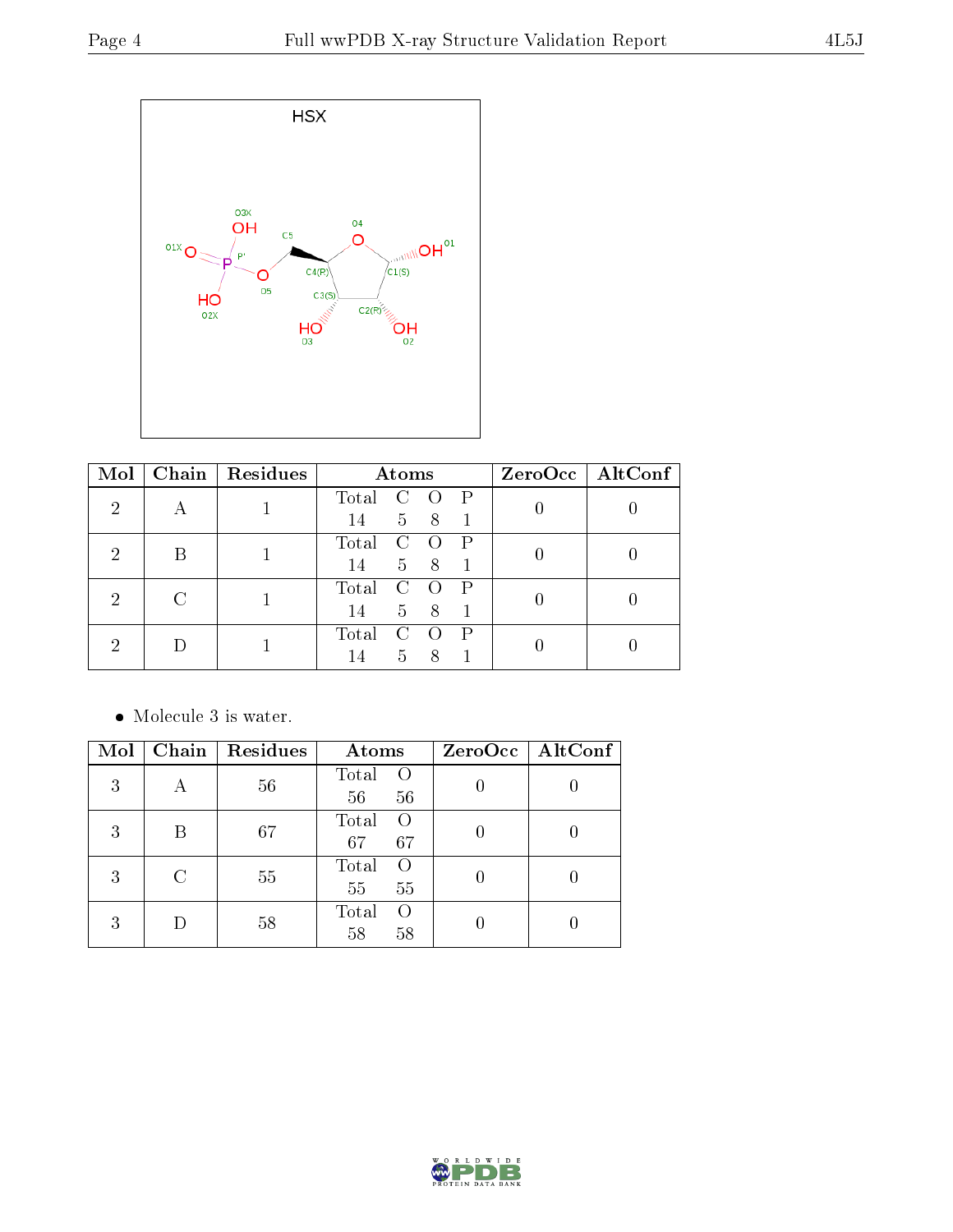HSX

| Mol | Chain | Residues | Atoms | | | | ZeroOcc | AltConf |
|---|---|---|---|---|---|---|---|---|
| | | | Total | C | O | P | | |
| 2 | A | 1 | 14 | 5 | 8 | 1 | 0 | 0 |
| 2 | B | 1 | 14 | 5 | 8 | 1 | 0 | 0 |
| 2 | C | 1 | 14 | 5 | 8 | 1 | 0 | 0 |
| 2 | D | 1 | 14 | 5 | 8 | 1 | 0 | 0 |

- Molecule 3 is water.

| Mol | Chain | Residues | Atoms | | ZeroOcc | AltConf |
|---|---|---|---|---|---|---|
| | | | Total | O | | |
| 3 | A | 56 | 56 | 56 | 0 | 0 |
| 3 | B | 67 | 67 | 67 | 0 | 0 |
| 3 | C | 55 | 55 | 55 | 0 | 0 |
| 3 | D | 58 | 58 | 58 | 0 | 0 |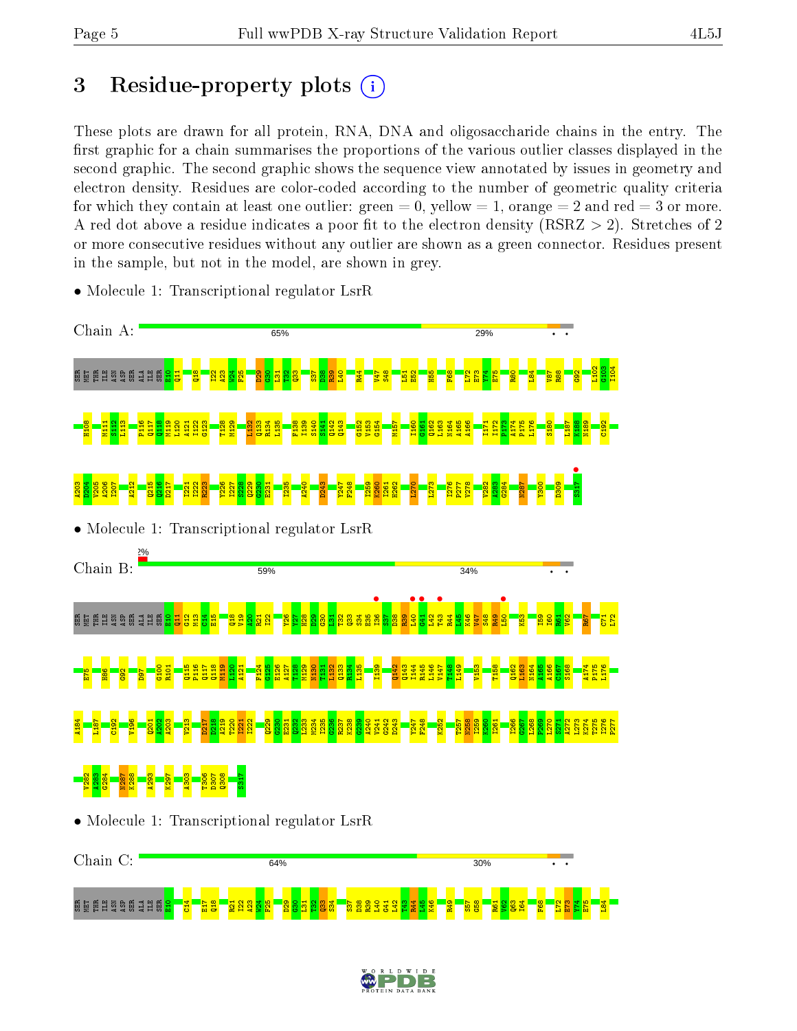# 3 Residue-property plots

These plots are drawn for all protein, RNA, DNA and oligosaccharide chains in the entry. The first graphic for a chain summarises the proportions of the various outlier classes displayed in the second graphic. The second graphic shows the sequence view annotated by issues in geometry and electron density. Residues are color-coded according to the number of geometric quality criteria for which they contain at least one outlier: green = 0, yellow = 1, orange = 2 and red = 3 or more. A red dot above a residue indicates a poor fit to the electron density (RSRZ > 2). Stretches of 2 or more consecutive residues without any outlier are shown as a green connector. Residues present in the sample, but not in the model, are shown in grey.

- Molecule 1: Transcriptional regulator LsrR

Chain A: 65% 29%

- Molecule 1: Transcriptional regulator LsrR

Chain B: 2% 59% 34%

- Molecule 1: Transcriptional regulator LsrR

Chain C: 64% 30%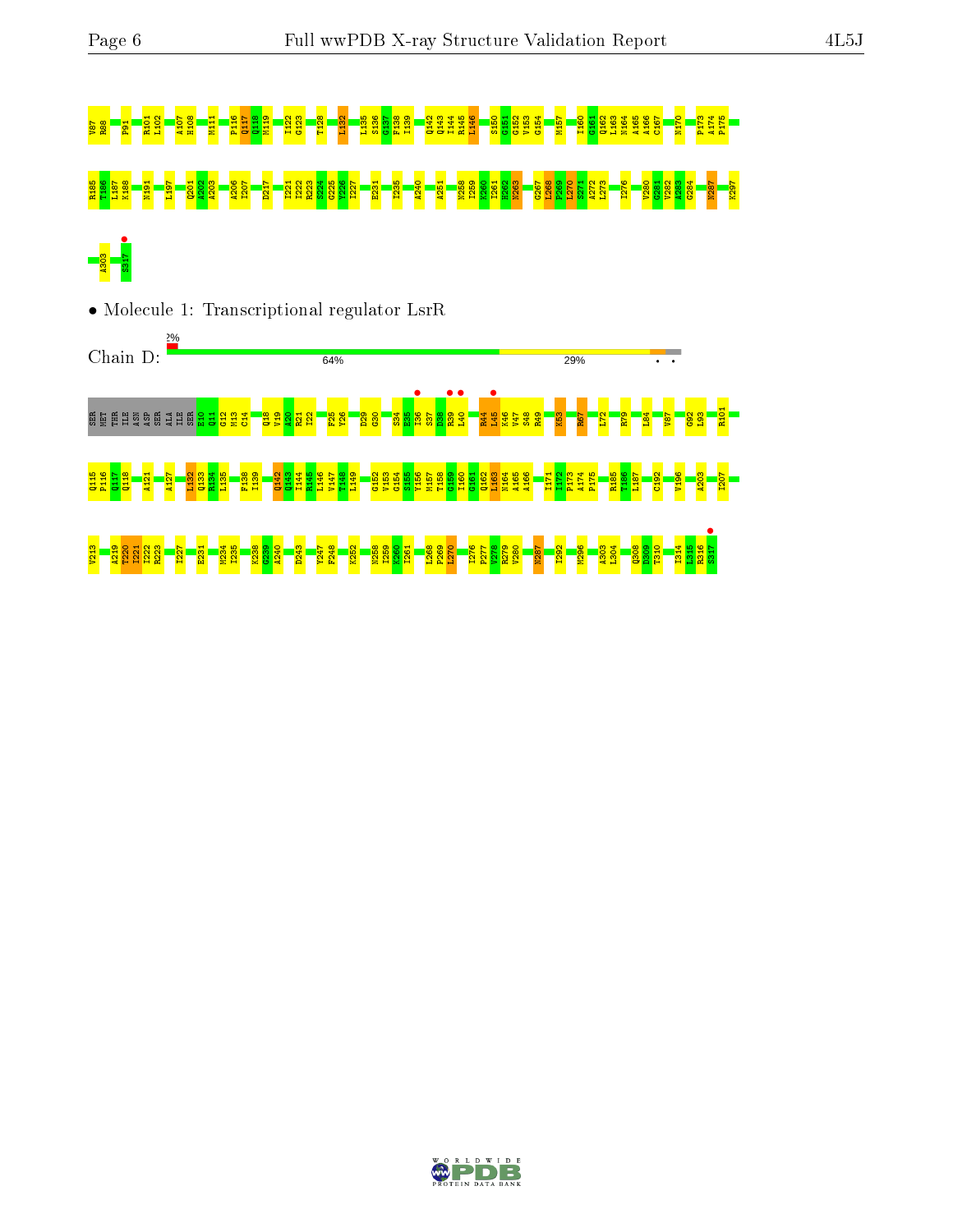V87 R88 P91 R101 L102 A107 H108 M111 P116 Q117 Q118 M119 I122 G123 T128 I132 L135 S136 G137 F138 I139 Q142 Q143 I144 R145 L146 S150 G151 G152 V153 G154 M157 I160 G161 Q162 L163 N164 A165 A166 C167 N170 P173 A174 P175

R185 T186 L187 K188 N191 L197 Q201 A202 A203 A206 I207 D217 I221 I222 R223 S224 G225 V226 I227 E231 I235 A240 A251 N258 I259 K260 I261 H262 N263 G267 L268 P269 L270 S271 A272 L273 I276 V280 G281 V282 A283 G284 N287 K297

A303 S317

• Molecule 1: Transcriptional regulator LsrR

Chain D: 2% | 64% | 29%

SER MET THR ILE ASN ASP SER ALA ILE SER E10 Q11 G12 M13 C14 Q18 V19 A20 R21 I22 F25 Y26 D29 G30 S34 E35 I36 S37 D38 R39 L40 R44 L45 K46 V47 S48 R49 K53 R67 L72 R79 L84 V87 G92 L93 R101

Q115 P116 Q117 Q118 A121 A127 L132 Q133 R134 L135 F138 I139 Q142 Q143 I144 R145 L146 V147 T148 L149 G152 V153 G154 S155 Y156 M157 T158 G159 I160 G161 Q162 L163 N164 A165 A166 I171 I172 P173 A174 P175 R185 T186 L187 C192 V196 A203 I207

V213 A219 T220 I221 I222 R223 I227 E231 M234 I235 K238 G239 A240 D243 Y247 F248 K252 N258 I259 K260 I261 L268 P269 L270 I276 P277 V278 R279 V280 N287 I292 M296 A303 L304 Q308 D309 T310 I314 L315 R316 S317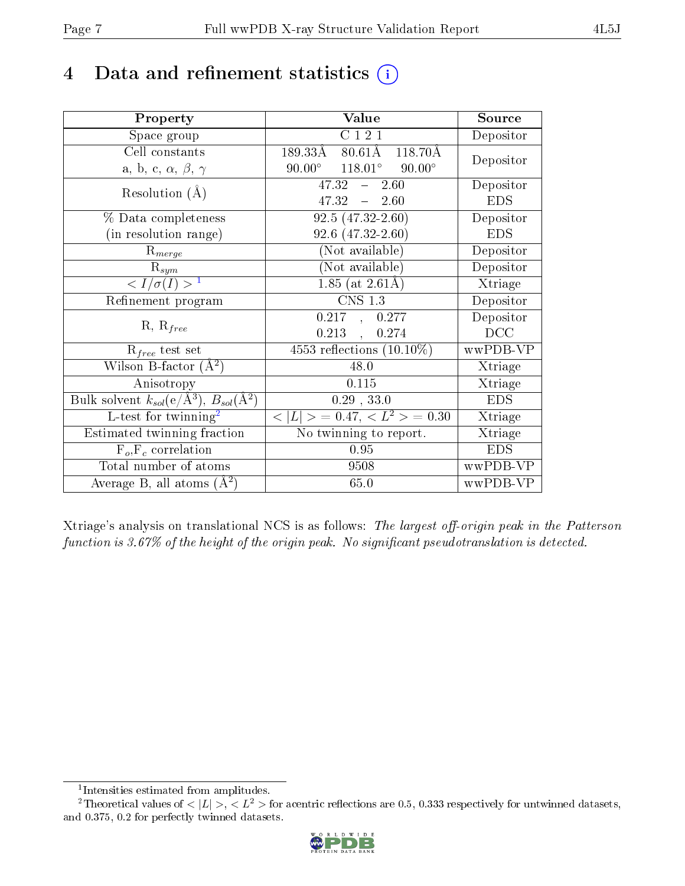# 4 Data and refinement statistics (i)

| Property | Value | Source |
|---|---|---|
| Space group | C 1 2 1 | Depositor |
| Cell constants<br>a, b, c, $\alpha$, $\beta$, $\gamma$ | 189.33Å 80.61Å 118.70Å<br>90.00° 118.01° 90.00° | Depositor |
| Resolution (Å) | 47.32 – 2.60<br>47.32 – 2.60 | Depositor<br>EDS |
| % Data completeness<br>(in resolution range) | 92.5 (47.32-2.60)<br>92.6 (47.32-2.60) | Depositor<br>EDS |
| $R_{merge}$ | (Not available) | Depositor |
| $R_{sym}$ | (Not available) | Depositor |
| $< I/\sigma(I) >$ [1] | 1.85 (at 2.61Å) | Xtriage |
| Refinement program | CNS 1.3 | Depositor |
| R, $R_{free}$ | 0.217 , 0.277<br>0.213 , 0.274 | Depositor<br>DCC |
| $R_{free}$ test set | 4553 reflections (10.10%) | wwPDB-VP |
| Wilson B-factor (Å$^2$) | 48.0 | Xtriage |
| Anisotropy | 0.115 | Xtriage |
| Bulk solvent $k_{sol}$(e/Å$^3$), $B_{sol}$(Å$^2$) | 0.29 , 33.0 | EDS |
| L-test for twinning[2] | $< \|L\| >$ = 0.47, $< L^2 >$ = 0.30 | Xtriage |
| Estimated twinning fraction | No twinning to report. | Xtriage |
| $F_o$,$F_c$ correlation | 0.95 | EDS |
| Total number of atoms | 9508 | wwPDB-VP |
| Average B, all atoms (Å$^2$) | 65.0 | wwPDB-VP |

Xtriage's analysis on translational NCS is as follows: *The largest off-origin peak in the Patterson function is 3.67% of the height of the origin peak. No significant pseudotranslation is detected.*

[1] Intensities estimated from amplitudes.

[2] Theoretical values of $< |L| >$, $< L^2 >$ for acentric reflections are 0.5, 0.333 respectively for untwinned datasets, and 0.375, 0.2 for perfectly twinned datasets.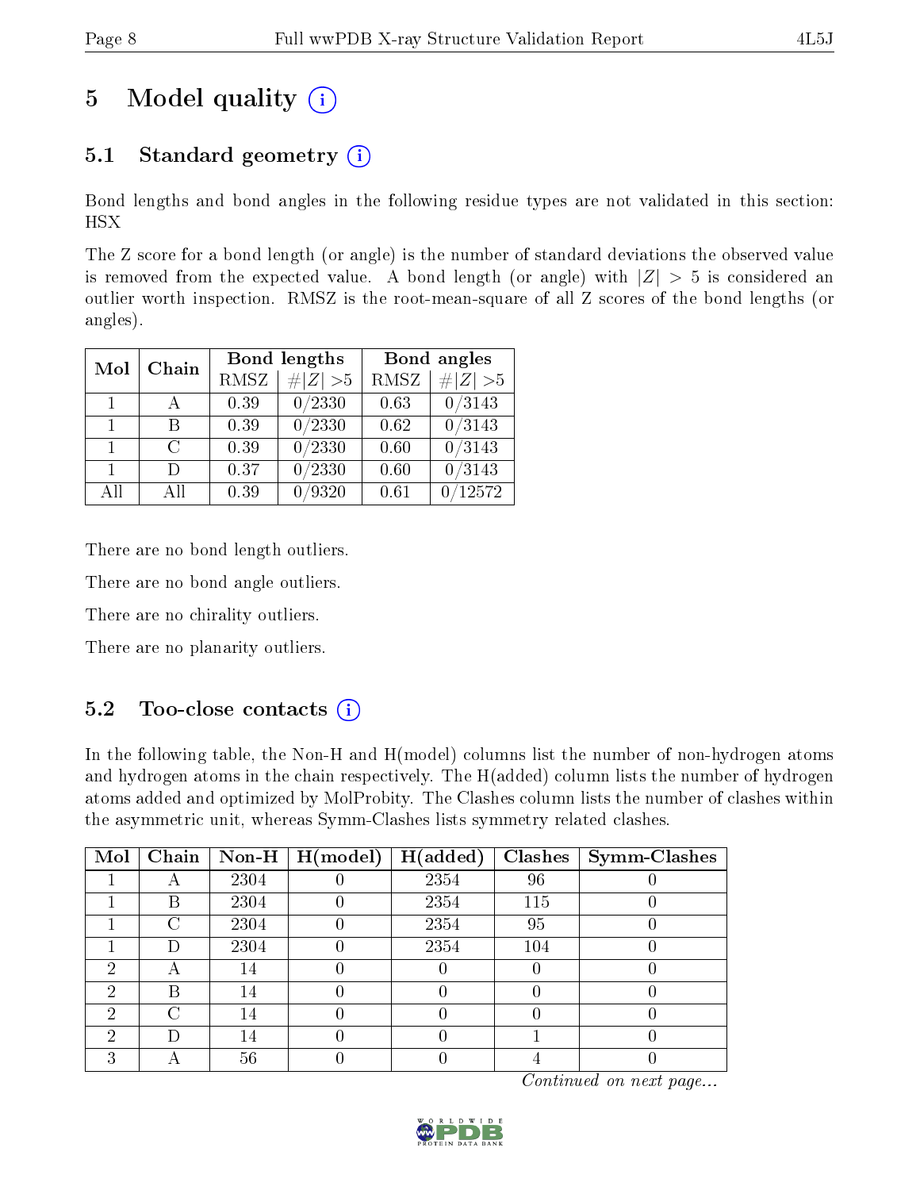# 5 Model quality

## 5.1 Standard geometry

Bond lengths and bond angles in the following residue types are not validated in this section: HSX

The Z score for a bond length (or angle) is the number of standard deviations the observed value is removed from the expected value. A bond length (or angle) with $|Z| > 5$ is considered an outlier worth inspection. RMSZ is the root-mean-square of all Z scores of the bond lengths (or angles).

| Mol | Chain | Bond lengths | | Bond angles | |
|---|---|---|---|---|---|
| | | RMSZ | #\|Z\| >5 | RMSZ | #\|Z\| >5 |
| 1 | A | 0.39 | 0/2330 | 0.63 | 0/3143 |
| 1 | B | 0.39 | 0/2330 | 0.62 | 0/3143 |
| 1 | C | 0.39 | 0/2330 | 0.60 | 0/3143 |
| 1 | D | 0.37 | 0/2330 | 0.60 | 0/3143 |
| All | All | 0.39 | 0/9320 | 0.61 | 0/12572 |

There are no bond length outliers.

There are no bond angle outliers.

There are no chirality outliers.

There are no planarity outliers.

## 5.2 Too-close contacts

In the following table, the Non-H and H(model) columns list the number of non-hydrogen atoms and hydrogen atoms in the chain respectively. The H(added) column lists the number of hydrogen atoms added and optimized by MolProbity. The Clashes column lists the number of clashes within the asymmetric unit, whereas Symm-Clashes lists symmetry related clashes.

| Mol | Chain | Non-H | H(model) | H(added) | Clashes | Symm-Clashes |
|---|---|---|---|---|---|---|
| 1 | A | 2304 | 0 | 2354 | 96 | 0 |
| 1 | B | 2304 | 0 | 2354 | 115 | 0 |
| 1 | C | 2304 | 0 | 2354 | 95 | 0 |
| 1 | D | 2304 | 0 | 2354 | 104 | 0 |
| 2 | A | 14 | 0 | 0 | 0 | 0 |
| 2 | B | 14 | 0 | 0 | 0 | 0 |
| 2 | C | 14 | 0 | 0 | 0 | 0 |
| 2 | D | 14 | 0 | 0 | 1 | 0 |
| 3 | A | 56 | 0 | 0 | 4 | 0 |

*Continued on next page...*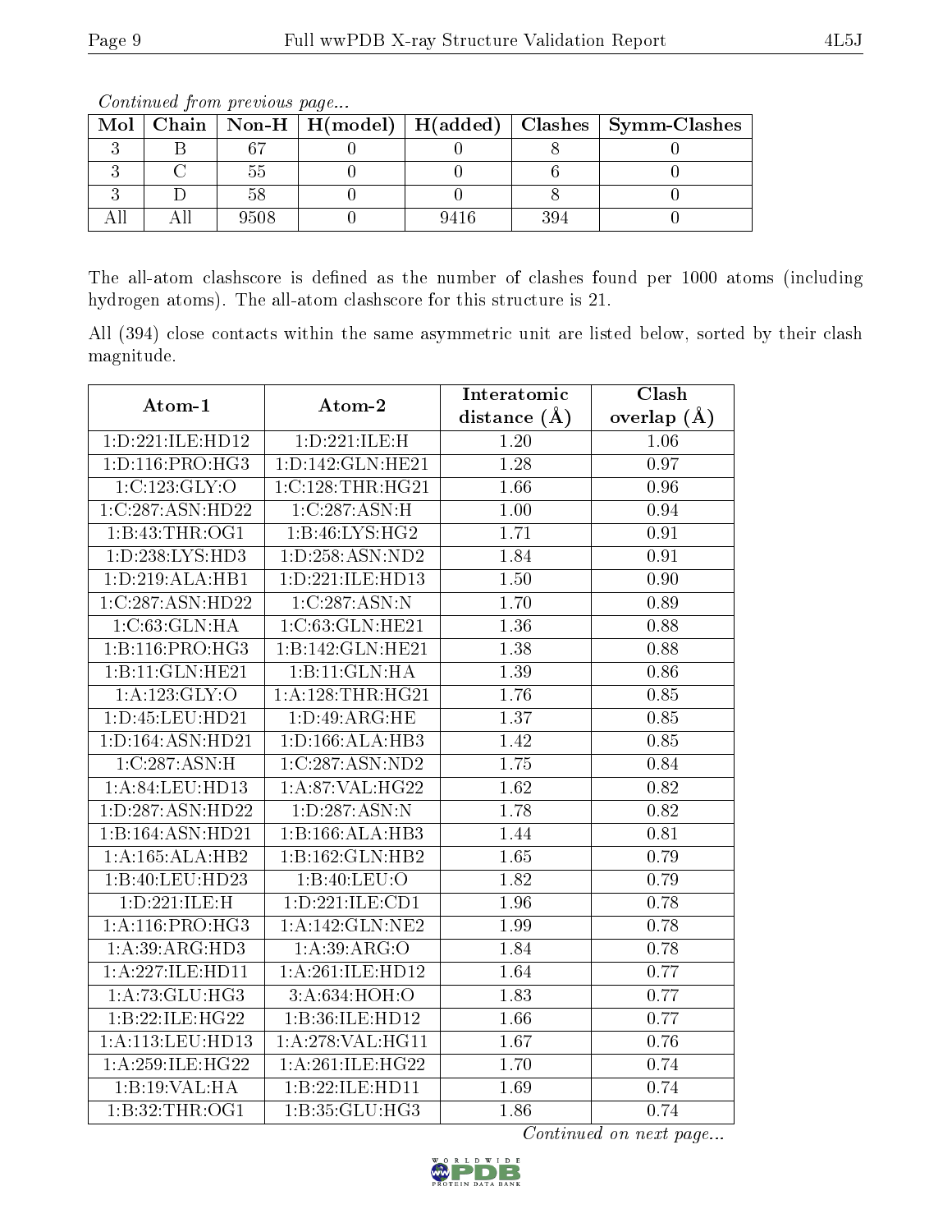*Continued from previous page...*

| Mol | Chain | Non-H | H(model) | H(added) | Clashes | Symm-Clashes |
|---|---|---|---|---|---|---|
| 3 | B | 67 | 0 | 0 | 8 | 0 |
| 3 | C | 55 | 0 | 0 | 6 | 0 |
| 3 | D | 58 | 0 | 0 | 8 | 0 |
| All | All | 9508 | 0 | 9416 | 394 | 0 |

The all-atom clashscore is defined as the number of clashes found per 1000 atoms (including hydrogen atoms). The all-atom clashscore for this structure is 21.

All (394) close contacts within the same asymmetric unit are listed below, sorted by their clash magnitude.

| Atom-1 | Atom-2 | Interatomic distance (Å) | Clash overlap (Å) |
|---|---|---|---|
| 1:D:221:ILE:HD12 | 1:D:221:ILE:H | 1.20 | 1.06 |
| 1:D:116:PRO:HG3 | 1:D:142:GLN:HE21 | 1.28 | 0.97 |
| 1:C:123:GLY:O | 1:C:128:THR:HG21 | 1.66 | 0.96 |
| 1:C:287:ASN:HD22 | 1:C:287:ASN:H | 1.00 | 0.94 |
| 1:B:43:THR:OG1 | 1:B:46:LYS:HG2 | 1.71 | 0.91 |
| 1:D:238:LYS:HD3 | 1:D:258:ASN:ND2 | 1.84 | 0.91 |
| 1:D:219:ALA:HB1 | 1:D:221:ILE:HD13 | 1.50 | 0.90 |
| 1:C:287:ASN:HD22 | 1:C:287:ASN:N | 1.70 | 0.89 |
| 1:C:63:GLN:HA | 1:C:63:GLN:HE21 | 1.36 | 0.88 |
| 1:B:116:PRO:HG3 | 1:B:142:GLN:HE21 | 1.38 | 0.88 |
| 1:B:11:GLN:HE21 | 1:B:11:GLN:HA | 1.39 | 0.86 |
| 1:A:123:GLY:O | 1:A:128:THR:HG21 | 1.76 | 0.85 |
| 1:D:45:LEU:HD21 | 1:D:49:ARG:HE | 1.37 | 0.85 |
| 1:D:164:ASN:HD21 | 1:D:166:ALA:HB3 | 1.42 | 0.85 |
| 1:C:287:ASN:H | 1:C:287:ASN:ND2 | 1.75 | 0.84 |
| 1:A:84:LEU:HD13 | 1:A:87:VAL:HG22 | 1.62 | 0.82 |
| 1:D:287:ASN:HD22 | 1:D:287:ASN:N | 1.78 | 0.82 |
| 1:B:164:ASN:HD21 | 1:B:166:ALA:HB3 | 1.44 | 0.81 |
| 1:A:165:ALA:HB2 | 1:B:162:GLN:HB2 | 1.65 | 0.79 |
| 1:B:40:LEU:HD23 | 1:B:40:LEU:O | 1.82 | 0.79 |
| 1:D:221:ILE:H | 1:D:221:ILE:CD1 | 1.96 | 0.78 |
| 1:A:116:PRO:HG3 | 1:A:142:GLN:NE2 | 1.99 | 0.78 |
| 1:A:39:ARG:HD3 | 1:A:39:ARG:O | 1.84 | 0.78 |
| 1:A:227:ILE:HD11 | 1:A:261:ILE:HD12 | 1.64 | 0.77 |
| 1:A:73:GLU:HG3 | 3:A:634:HOH:O | 1.83 | 0.77 |
| 1:B:22:ILE:HG22 | 1:B:36:ILE:HD12 | 1.66 | 0.77 |
| 1:A:113:LEU:HD13 | 1:A:278:VAL:HG11 | 1.67 | 0.76 |
| 1:A:259:ILE:HG22 | 1:A:261:ILE:HG22 | 1.70 | 0.74 |
| 1:B:19:VAL:HA | 1:B:22:ILE:HD11 | 1.69 | 0.74 |
| 1:B:32:THR:OG1 | 1:B:35:GLU:HG3 | 1.86 | 0.74 |

*Continued on next page...*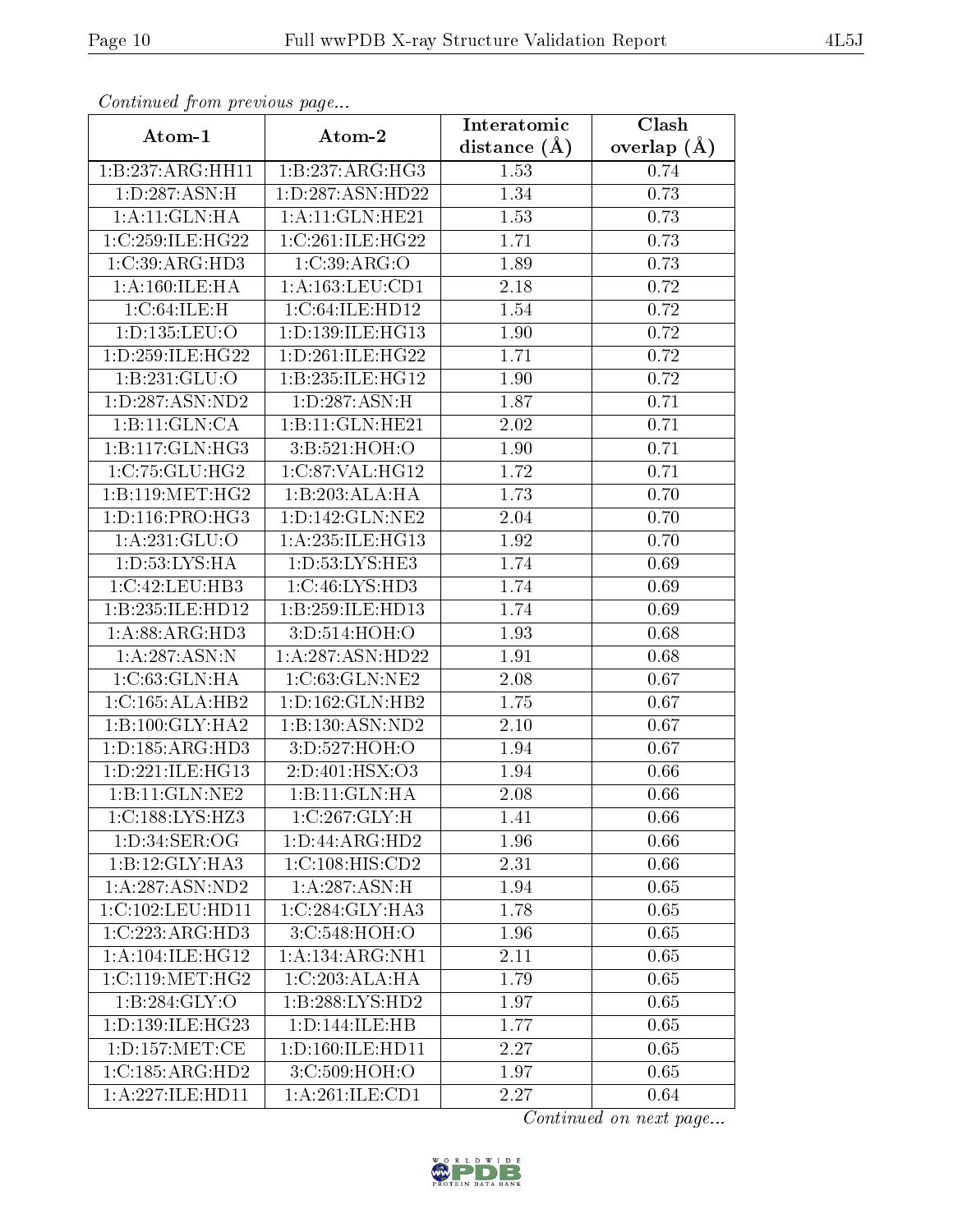*Continued from previous page...*

| Atom-1 | Atom-2 | Interatomic distance (Å) | Clash overlap (Å) |
| --- | --- | --- | --- |
| 1:B:237:ARG:HH11 | 1:B:237:ARG:HG3 | 1.53 | 0.74 |
| 1:D:287:ASN:H | 1:D:287:ASN:HD22 | 1.34 | 0.73 |
| 1:A:11:GLN:HA | 1:A:11:GLN:HE21 | 1.53 | 0.73 |
| 1:C:259:ILE:HG22 | 1:C:261:ILE:HG22 | 1.71 | 0.73 |
| 1:C:39:ARG:HD3 | 1:C:39:ARG:O | 1.89 | 0.73 |
| 1:A:160:ILE:HA | 1:A:163:LEU:CD1 | 2.18 | 0.72 |
| 1:C:64:ILE:H | 1:C:64:ILE:HD12 | 1.54 | 0.72 |
| 1:D:135:LEU:O | 1:D:139:ILE:HG13 | 1.90 | 0.72 |
| 1:D:259:ILE:HG22 | 1:D:261:ILE:HG22 | 1.71 | 0.72 |
| 1:B:231:GLU:O | 1:B:235:ILE:HG12 | 1.90 | 0.72 |
| 1:D:287:ASN:ND2 | 1:D:287:ASN:H | 1.87 | 0.71 |
| 1:B:11:GLN:CA | 1:B:11:GLN:HE21 | 2.02 | 0.71 |
| 1:B:117:GLN:HG3 | 3:B:521:HOH:O | 1.90 | 0.71 |
| 1:C:75:GLU:HG2 | 1:C:87:VAL:HG12 | 1.72 | 0.71 |
| 1:B:119:MET:HG2 | 1:B:203:ALA:HA | 1.73 | 0.70 |
| 1:D:116:PRO:HG3 | 1:D:142:GLN:NE2 | 2.04 | 0.70 |
| 1:A:231:GLU:O | 1:A:235:ILE:HG13 | 1.92 | 0.70 |
| 1:D:53:LYS:HA | 1:D:53:LYS:HE3 | 1.74 | 0.69 |
| 1:C:42:LEU:HB3 | 1:C:46:LYS:HD3 | 1.74 | 0.69 |
| 1:B:235:ILE:HD12 | 1:B:259:ILE:HD13 | 1.74 | 0.69 |
| 1:A:88:ARG:HD3 | 3:D:514:HOH:O | 1.93 | 0.68 |
| 1:A:287:ASN:N | 1:A:287:ASN:HD22 | 1.91 | 0.68 |
| 1:C:63:GLN:HA | 1:C:63:GLN:NE2 | 2.08 | 0.67 |
| 1:C:165:ALA:HB2 | 1:D:162:GLN:HB2 | 1.75 | 0.67 |
| 1:B:100:GLY:HA2 | 1:B:130:ASN:ND2 | 2.10 | 0.67 |
| 1:D:185:ARG:HD3 | 3:D:527:HOH:O | 1.94 | 0.67 |
| 1:D:221:ILE:HG13 | 2:D:401:HSX:O3 | 1.94 | 0.66 |
| 1:B:11:GLN:NE2 | 1:B:11:GLN:HA | 2.08 | 0.66 |
| 1:C:188:LYS:HZ3 | 1:C:267:GLY:H | 1.41 | 0.66 |
| 1:D:34:SER:OG | 1:D:44:ARG:HD2 | 1.96 | 0.66 |
| 1:B:12:GLY:HA3 | 1:C:108:HIS:CD2 | 2.31 | 0.66 |
| 1:A:287:ASN:ND2 | 1:A:287:ASN:H | 1.94 | 0.65 |
| 1:C:102:LEU:HD11 | 1:C:284:GLY:HA3 | 1.78 | 0.65 |
| 1:C:223:ARG:HD3 | 3:C:548:HOH:O | 1.96 | 0.65 |
| 1:A:104:ILE:HG12 | 1:A:134:ARG:NH1 | 2.11 | 0.65 |
| 1:C:119:MET:HG2 | 1:C:203:ALA:HA | 1.79 | 0.65 |
| 1:B:284:GLY:O | 1:B:288:LYS:HD2 | 1.97 | 0.65 |
| 1:D:139:ILE:HG23 | 1:D:144:ILE:HB | 1.77 | 0.65 |
| 1:D:157:MET:CE | 1:D:160:ILE:HD11 | 2.27 | 0.65 |
| 1:C:185:ARG:HD2 | 3:C:509:HOH:O | 1.97 | 0.65 |
| 1:A:227:ILE:HD11 | 1:A:261:ILE:CD1 | 2.27 | 0.64 |

*Continued on next page...*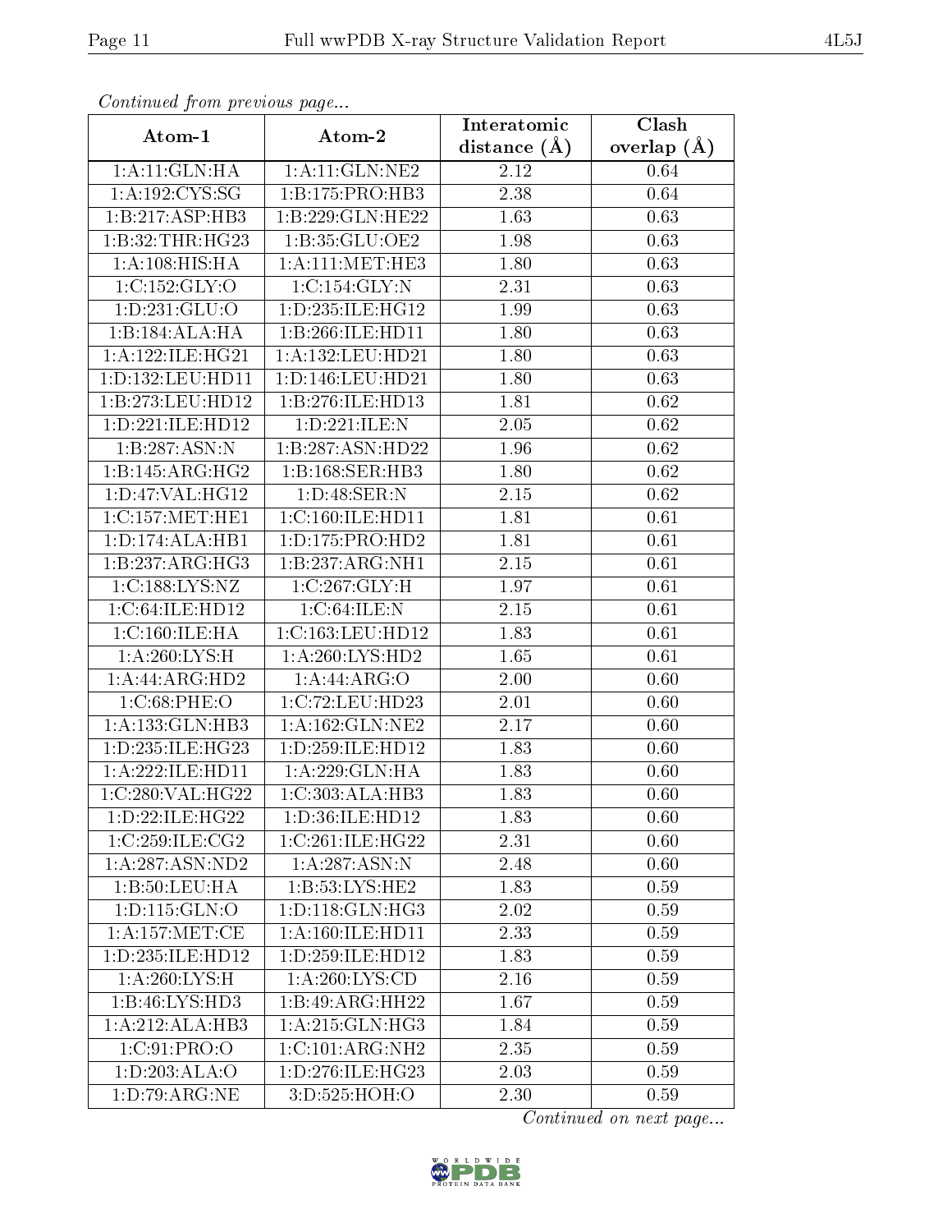*Continued from previous page...*

| Atom-1 | Atom-2 | Interatomic distance (Å) | Clash overlap (Å) |
| --- | --- | --- | --- |
| 1:A:11:GLN:HA | 1:A:11:GLN:NE2 | 2.12 | 0.64 |
| 1:A:192:CYS:SG | 1:B:175:PRO:HB3 | 2.38 | 0.64 |
| 1:B:217:ASP:HB3 | 1:B:229:GLN:HE22 | 1.63 | 0.63 |
| 1:B:32:THR:HG23 | 1:B:35:GLU:OE2 | 1.98 | 0.63 |
| 1:A:108:HIS:HA | 1:A:111:MET:HE3 | 1.80 | 0.63 |
| 1:C:152:GLY:O | 1:C:154:GLY:N | 2.31 | 0.63 |
| 1:D:231:GLU:O | 1:D:235:ILE:HG12 | 1.99 | 0.63 |
| 1:B:184:ALA:HA | 1:B:266:ILE:HD11 | 1.80 | 0.63 |
| 1:A:122:ILE:HG21 | 1:A:132:LEU:HD21 | 1.80 | 0.63 |
| 1:D:132:LEU:HD11 | 1:D:146:LEU:HD21 | 1.80 | 0.63 |
| 1:B:273:LEU:HD12 | 1:B:276:ILE:HD13 | 1.81 | 0.62 |
| 1:D:221:ILE:HD12 | 1:D:221:ILE:N | 2.05 | 0.62 |
| 1:B:287:ASN:N | 1:B:287:ASN:HD22 | 1.96 | 0.62 |
| 1:B:145:ARG:HG2 | 1:B:168:SER:HB3 | 1.80 | 0.62 |
| 1:D:47:VAL:HG12 | 1:D:48:SER:N | 2.15 | 0.62 |
| 1:C:157:MET:HE1 | 1:C:160:ILE:HD11 | 1.81 | 0.61 |
| 1:D:174:ALA:HB1 | 1:D:175:PRO:HD2 | 1.81 | 0.61 |
| 1:B:237:ARG:HG3 | 1:B:237:ARG:NH1 | 2.15 | 0.61 |
| 1:C:188:LYS:NZ | 1:C:267:GLY:H | 1.97 | 0.61 |
| 1:C:64:ILE:HD12 | 1:C:64:ILE:N | 2.15 | 0.61 |
| 1:C:160:ILE:HA | 1:C:163:LEU:HD12 | 1.83 | 0.61 |
| 1:A:260:LYS:H | 1:A:260:LYS:HD2 | 1.65 | 0.61 |
| 1:A:44:ARG:HD2 | 1:A:44:ARG:O | 2.00 | 0.60 |
| 1:C:68:PHE:O | 1:C:72:LEU:HD23 | 2.01 | 0.60 |
| 1:A:133:GLN:HB3 | 1:A:162:GLN:NE2 | 2.17 | 0.60 |
| 1:D:235:ILE:HG23 | 1:D:259:ILE:HD12 | 1.83 | 0.60 |
| 1:A:222:ILE:HD11 | 1:A:229:GLN:HA | 1.83 | 0.60 |
| 1:C:280:VAL:HG22 | 1:C:303:ALA:HB3 | 1.83 | 0.60 |
| 1:D:22:ILE:HG22 | 1:D:36:ILE:HD12 | 1.83 | 0.60 |
| 1:C:259:ILE:CG2 | 1:C:261:ILE:HG22 | 2.31 | 0.60 |
| 1:A:287:ASN:ND2 | 1:A:287:ASN:N | 2.48 | 0.60 |
| 1:B:50:LEU:HA | 1:B:53:LYS:HE2 | 1.83 | 0.59 |
| 1:D:115:GLN:O | 1:D:118:GLN:HG3 | 2.02 | 0.59 |
| 1:A:157:MET:CE | 1:A:160:ILE:HD11 | 2.33 | 0.59 |
| 1:D:235:ILE:HD12 | 1:D:259:ILE:HD12 | 1.83 | 0.59 |
| 1:A:260:LYS:H | 1:A:260:LYS:CD | 2.16 | 0.59 |
| 1:B:46:LYS:HD3 | 1:B:49:ARG:HH22 | 1.67 | 0.59 |
| 1:A:212:ALA:HB3 | 1:A:215:GLN:HG3 | 1.84 | 0.59 |
| 1:C:91:PRO:O | 1:C:101:ARG:NH2 | 2.35 | 0.59 |
| 1:D:203:ALA:O | 1:D:276:ILE:HG23 | 2.03 | 0.59 |
| 1:D:79:ARG:NE | 3:D:525:HOH:O | 2.30 | 0.59 |

*Continued on next page...*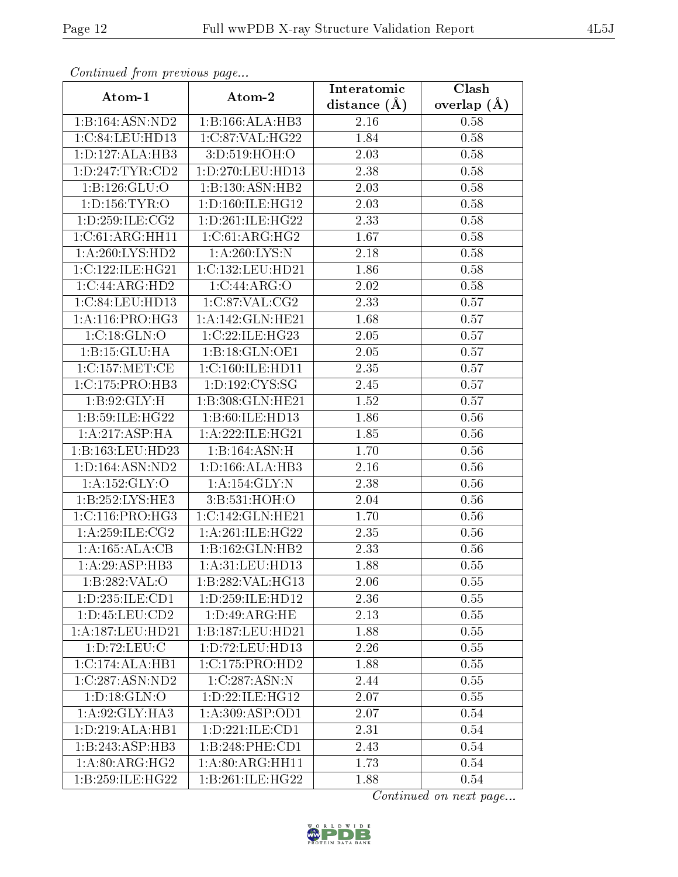*Continued from previous page...*

| Atom-1 | Atom-2 | Interatomic distance (Å) | Clash overlap (Å) |
|---|---|---|---|
| 1:B:164:ASN:ND2 | 1:B:166:ALA:HB3 | 2.16 | 0.58 |
| 1:C:84:LEU:HD13 | 1:C:87:VAL:HG22 | 1.84 | 0.58 |
| 1:D:127:ALA:HB3 | 3:D:519:HOH:O | 2.03 | 0.58 |
| 1:D:247:TYR:CD2 | 1:D:270:LEU:HD13 | 2.38 | 0.58 |
| 1:B:126:GLU:O | 1:B:130:ASN:HB2 | 2.03 | 0.58 |
| 1:D:156:TYR:O | 1:D:160:ILE:HG12 | 2.03 | 0.58 |
| 1:D:259:ILE:CG2 | 1:D:261:ILE:HG22 | 2.33 | 0.58 |
| 1:C:61:ARG:HH11 | 1:C:61:ARG:HG2 | 1.67 | 0.58 |
| 1:A:260:LYS:HD2 | 1:A:260:LYS:N | 2.18 | 0.58 |
| 1:C:122:ILE:HG21 | 1:C:132:LEU:HD21 | 1.86 | 0.58 |
| 1:C:44:ARG:HD2 | 1:C:44:ARG:O | 2.02 | 0.58 |
| 1:C:84:LEU:HD13 | 1:C:87:VAL:CG2 | 2.33 | 0.57 |
| 1:A:116:PRO:HG3 | 1:A:142:GLN:HE21 | 1.68 | 0.57 |
| 1:C:18:GLN:O | 1:C:22:ILE:HG23 | 2.05 | 0.57 |
| 1:B:15:GLU:HA | 1:B:18:GLN:OE1 | 2.05 | 0.57 |
| 1:C:157:MET:CE | 1:C:160:ILE:HD11 | 2.35 | 0.57 |
| 1:C:175:PRO:HB3 | 1:D:192:CYS:SG | 2.45 | 0.57 |
| 1:B:92:GLY:H | 1:B:308:GLN:HE21 | 1.52 | 0.57 |
| 1:B:59:ILE:HG22 | 1:B:60:ILE:HD13 | 1.86 | 0.56 |
| 1:A:217:ASP:HA | 1:A:222:ILE:HG21 | 1.85 | 0.56 |
| 1:B:163:LEU:HD23 | 1:B:164:ASN:H | 1.70 | 0.56 |
| 1:D:164:ASN:ND2 | 1:D:166:ALA:HB3 | 2.16 | 0.56 |
| 1:A:152:GLY:O | 1:A:154:GLY:N | 2.38 | 0.56 |
| 1:B:252:LYS:HE3 | 3:B:531:HOH:O | 2.04 | 0.56 |
| 1:C:116:PRO:HG3 | 1:C:142:GLN:HE21 | 1.70 | 0.56 |
| 1:A:259:ILE:CG2 | 1:A:261:ILE:HG22 | 2.35 | 0.56 |
| 1:A:165:ALA:CB | 1:B:162:GLN:HB2 | 2.33 | 0.56 |
| 1:A:29:ASP:HB3 | 1:A:31:LEU:HD13 | 1.88 | 0.55 |
| 1:B:282:VAL:O | 1:B:282:VAL:HG13 | 2.06 | 0.55 |
| 1:D:235:ILE:CD1 | 1:D:259:ILE:HD12 | 2.36 | 0.55 |
| 1:D:45:LEU:CD2 | 1:D:49:ARG:HE | 2.13 | 0.55 |
| 1:A:187:LEU:HD21 | 1:B:187:LEU:HD21 | 1.88 | 0.55 |
| 1:D:72:LEU:C | 1:D:72:LEU:HD13 | 2.26 | 0.55 |
| 1:C:174:ALA:HB1 | 1:C:175:PRO:HD2 | 1.88 | 0.55 |
| 1:C:287:ASN:ND2 | 1:C:287:ASN:N | 2.44 | 0.55 |
| 1:D:18:GLN:O | 1:D:22:ILE:HG12 | 2.07 | 0.55 |
| 1:A:92:GLY:HA3 | 1:A:309:ASP:OD1 | 2.07 | 0.54 |
| 1:D:219:ALA:HB1 | 1:D:221:ILE:CD1 | 2.31 | 0.54 |
| 1:B:243:ASP:HB3 | 1:B:248:PHE:CD1 | 2.43 | 0.54 |
| 1:A:80:ARG:HG2 | 1:A:80:ARG:HH11 | 1.73 | 0.54 |
| 1:B:259:ILE:HG22 | 1:B:261:ILE:HG22 | 1.88 | 0.54 |

*Continued on next page...*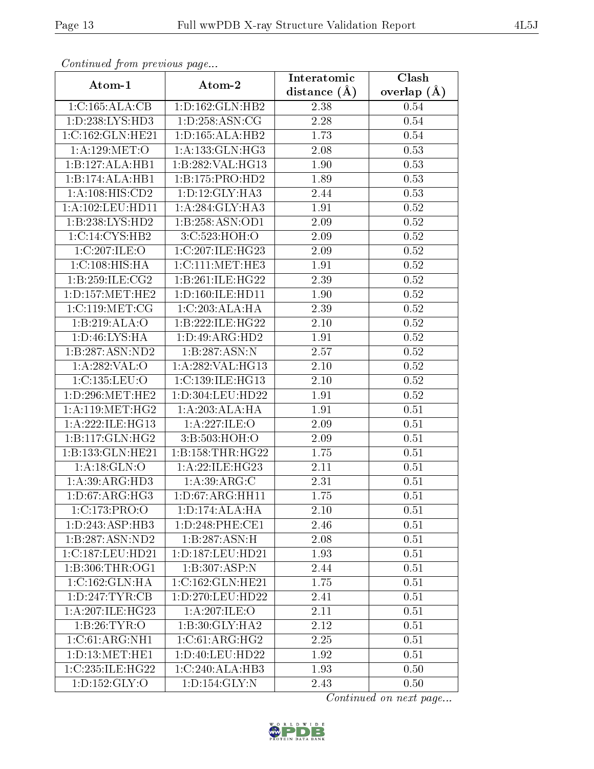*Continued from previous page...*

| Atom-1 | Atom-2 | Interatomic distance (Å) | Clash overlap (Å) |
|---|---|---|---|
| 1:C:165:ALA:CB | 1:D:162:GLN:HB2 | 2.38 | 0.54 |
| 1:D:238:LYS:HD3 | 1:D:258:ASN:CG | 2.28 | 0.54 |
| 1:C:162:GLN:HE21 | 1:D:165:ALA:HB2 | 1.73 | 0.54 |
| 1:A:129:MET:O | 1:A:133:GLN:HG3 | 2.08 | 0.53 |
| 1:B:127:ALA:HB1 | 1:B:282:VAL:HG13 | 1.90 | 0.53 |
| 1:B:174:ALA:HB1 | 1:B:175:PRO:HD2 | 1.89 | 0.53 |
| 1:A:108:HIS:CD2 | 1:D:12:GLY:HA3 | 2.44 | 0.53 |
| 1:A:102:LEU:HD11 | 1:A:284:GLY:HA3 | 1.91 | 0.52 |
| 1:B:238:LYS:HD2 | 1:B:258:ASN:OD1 | 2.09 | 0.52 |
| 1:C:14:CYS:HB2 | 3:C:523:HOH:O | 2.09 | 0.52 |
| 1:C:207:ILE:O | 1:C:207:ILE:HG23 | 2.09 | 0.52 |
| 1:C:108:HIS:HA | 1:C:111:MET:HE3 | 1.91 | 0.52 |
| 1:B:259:ILE:CG2 | 1:B:261:ILE:HG22 | 2.39 | 0.52 |
| 1:D:157:MET:HE2 | 1:D:160:ILE:HD11 | 1.90 | 0.52 |
| 1:C:119:MET:CG | 1:C:203:ALA:HA | 2.39 | 0.52 |
| 1:B:219:ALA:O | 1:B:222:ILE:HG22 | 2.10 | 0.52 |
| 1:D:46:LYS:HA | 1:D:49:ARG:HD2 | 1.91 | 0.52 |
| 1:B:287:ASN:ND2 | 1:B:287:ASN:N | 2.57 | 0.52 |
| 1:A:282:VAL:O | 1:A:282:VAL:HG13 | 2.10 | 0.52 |
| 1:C:135:LEU:O | 1:C:139:ILE:HG13 | 2.10 | 0.52 |
| 1:D:296:MET:HE2 | 1:D:304:LEU:HD22 | 1.91 | 0.52 |
| 1:A:119:MET:HG2 | 1:A:203:ALA:HA | 1.91 | 0.51 |
| 1:A:222:ILE:HG13 | 1:A:227:ILE:O | 2.09 | 0.51 |
| 1:B:117:GLN:HG2 | 3:B:503:HOH:O | 2.09 | 0.51 |
| 1:B:133:GLN:HE21 | 1:B:158:THR:HG22 | 1.75 | 0.51 |
| 1:A:18:GLN:O | 1:A:22:ILE:HG23 | 2.11 | 0.51 |
| 1:A:39:ARG:HD3 | 1:A:39:ARG:C | 2.31 | 0.51 |
| 1:D:67:ARG:HG3 | 1:D:67:ARG:HH11 | 1.75 | 0.51 |
| 1:C:173:PRO:O | 1:D:174:ALA:HA | 2.10 | 0.51 |
| 1:D:243:ASP:HB3 | 1:D:248:PHE:CE1 | 2.46 | 0.51 |
| 1:B:287:ASN:ND2 | 1:B:287:ASN:H | 2.08 | 0.51 |
| 1:C:187:LEU:HD21 | 1:D:187:LEU:HD21 | 1.93 | 0.51 |
| 1:B:306:THR:OG1 | 1:B:307:ASP:N | 2.44 | 0.51 |
| 1:C:162:GLN:HA | 1:C:162:GLN:HE21 | 1.75 | 0.51 |
| 1:D:247:TYR:CB | 1:D:270:LEU:HD22 | 2.41 | 0.51 |
| 1:A:207:ILE:HG23 | 1:A:207:ILE:O | 2.11 | 0.51 |
| 1:B:26:TYR:O | 1:B:30:GLY:HA2 | 2.12 | 0.51 |
| 1:C:61:ARG:NH1 | 1:C:61:ARG:HG2 | 2.25 | 0.51 |
| 1:D:13:MET:HE1 | 1:D:40:LEU:HD22 | 1.92 | 0.51 |
| 1:C:235:ILE:HG22 | 1:C:240:ALA:HB3 | 1.93 | 0.50 |
| 1:D:152:GLY:O | 1:D:154:GLY:N | 2.43 | 0.50 |

*Continued on next page...*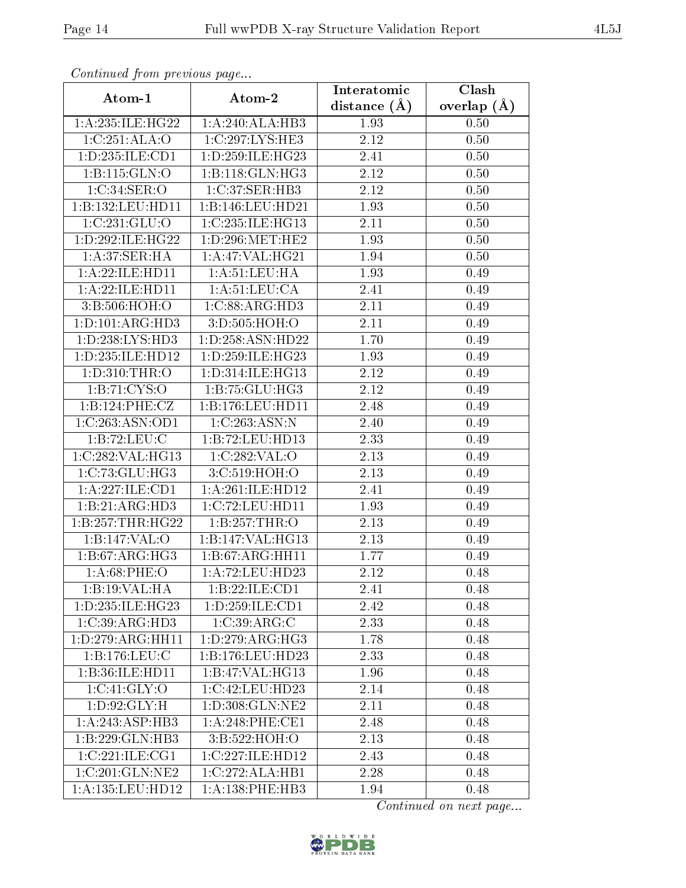*Continued from previous page...*

| Atom-1 | Atom-2 | Interatomic distance (Å) | Clash overlap (Å) |
|---|---|---|---|
| 1:A:235:ILE:HG22 | 1:A:240:ALA:HB3 | 1.93 | 0.50 |
| 1:C:251:ALA:O | 1:C:297:LYS:HE3 | 2.12 | 0.50 |
| 1:D:235:ILE:CD1 | 1:D:259:ILE:HG23 | 2.41 | 0.50 |
| 1:B:115:GLN:O | 1:B:118:GLN:HG3 | 2.12 | 0.50 |
| 1:C:34:SER:O | 1:C:37:SER:HB3 | 2.12 | 0.50 |
| 1:B:132:LEU:HD11 | 1:B:146:LEU:HD21 | 1.93 | 0.50 |
| 1:C:231:GLU:O | 1:C:235:ILE:HG13 | 2.11 | 0.50 |
| 1:D:292:ILE:HG22 | 1:D:296:MET:HE2 | 1.93 | 0.50 |
| 1:A:37:SER:HA | 1:A:47:VAL:HG21 | 1.94 | 0.50 |
| 1:A:22:ILE:HD11 | 1:A:51:LEU:HA | 1.93 | 0.49 |
| 1:A:22:ILE:HD11 | 1:A:51:LEU:CA | 2.41 | 0.49 |
| 3:B:506:HOH:O | 1:C:88:ARG:HD3 | 2.11 | 0.49 |
| 1:D:101:ARG:HD3 | 3:D:505:HOH:O | 2.11 | 0.49 |
| 1:D:238:LYS:HD3 | 1:D:258:ASN:HD22 | 1.70 | 0.49 |
| 1:D:235:ILE:HD12 | 1:D:259:ILE:HG23 | 1.93 | 0.49 |
| 1:D:310:THR:O | 1:D:314:ILE:HG13 | 2.12 | 0.49 |
| 1:B:71:CYS:O | 1:B:75:GLU:HG3 | 2.12 | 0.49 |
| 1:B:124:PHE:CZ | 1:B:176:LEU:HD11 | 2.48 | 0.49 |
| 1:C:263:ASN:OD1 | 1:C:263:ASN:N | 2.40 | 0.49 |
| 1:B:72:LEU:C | 1:B:72:LEU:HD13 | 2.33 | 0.49 |
| 1:C:282:VAL:HG13 | 1:C:282:VAL:O | 2.13 | 0.49 |
| 1:C:73:GLU:HG3 | 3:C:519:HOH:O | 2.13 | 0.49 |
| 1:A:227:ILE:CD1 | 1:A:261:ILE:HD12 | 2.41 | 0.49 |
| 1:B:21:ARG:HD3 | 1:C:72:LEU:HD11 | 1.93 | 0.49 |
| 1:B:257:THR:HG22 | 1:B:257:THR:O | 2.13 | 0.49 |
| 1:B:147:VAL:O | 1:B:147:VAL:HG13 | 2.13 | 0.49 |
| 1:B:67:ARG:HG3 | 1:B:67:ARG:HH11 | 1.77 | 0.49 |
| 1:A:68:PHE:O | 1:A:72:LEU:HD23 | 2.12 | 0.48 |
| 1:B:19:VAL:HA | 1:B:22:ILE:CD1 | 2.41 | 0.48 |
| 1:D:235:ILE:HG23 | 1:D:259:ILE:CD1 | 2.42 | 0.48 |
| 1:C:39:ARG:HD3 | 1:C:39:ARG:C | 2.33 | 0.48 |
| 1:D:279:ARG:HH11 | 1:D:279:ARG:HG3 | 1.78 | 0.48 |
| 1:B:176:LEU:C | 1:B:176:LEU:HD23 | 2.33 | 0.48 |
| 1:B:36:ILE:HD11 | 1:B:47:VAL:HG13 | 1.96 | 0.48 |
| 1:C:41:GLY:O | 1:C:42:LEU:HD23 | 2.14 | 0.48 |
| 1:D:92:GLY:H | 1:D:308:GLN:NE2 | 2.11 | 0.48 |
| 1:A:243:ASP:HB3 | 1:A:248:PHE:CE1 | 2.48 | 0.48 |
| 1:B:229:GLN:HB3 | 3:B:522:HOH:O | 2.13 | 0.48 |
| 1:C:221:ILE:CG1 | 1:C:227:ILE:HD12 | 2.43 | 0.48 |
| 1:C:201:GLN:NE2 | 1:C:272:ALA:HB1 | 2.28 | 0.48 |
| 1:A:135:LEU:HD12 | 1:A:138:PHE:HB3 | 1.94 | 0.48 |

*Continued on next page...*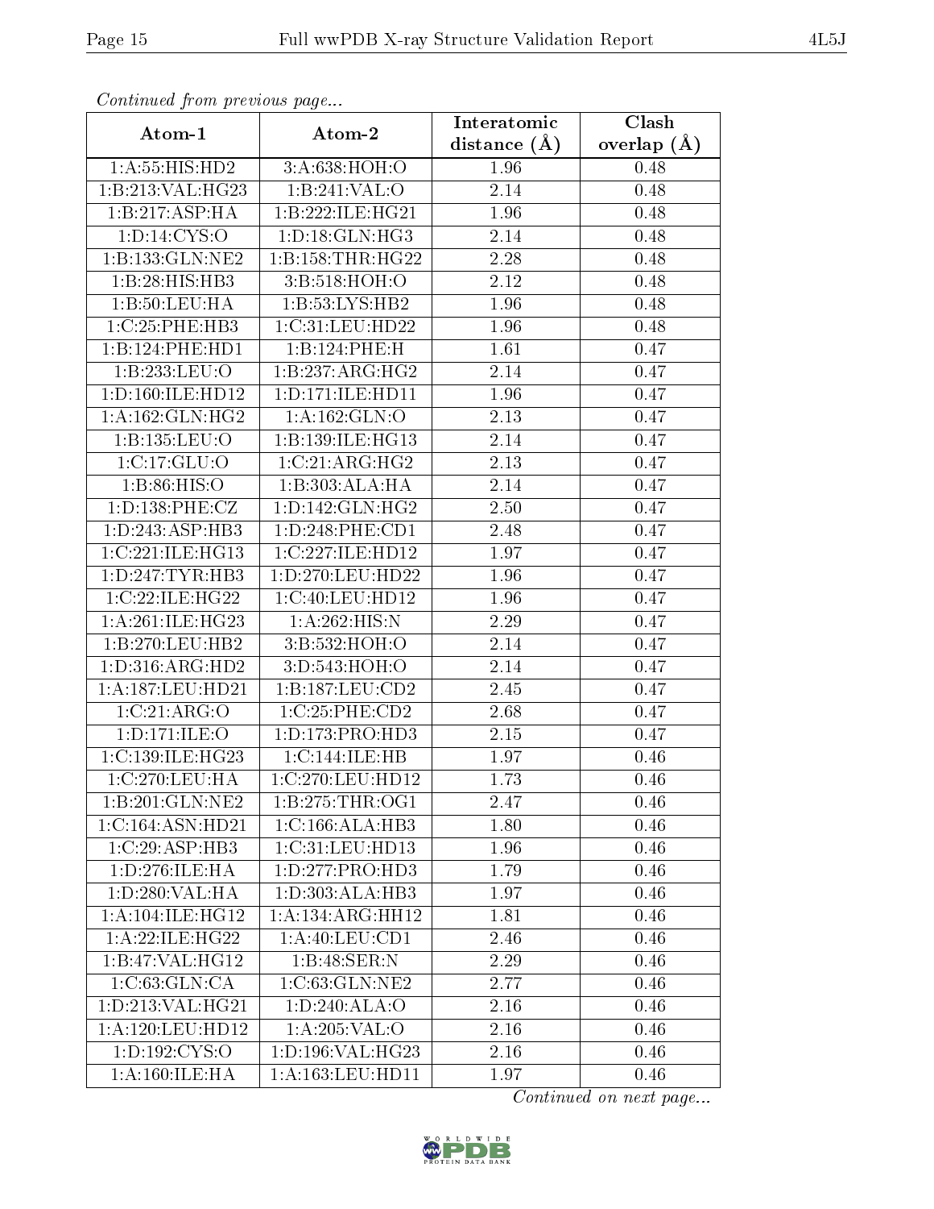*Continued from previous page...*

| Atom-1 | Atom-2 | Interatomic distance (Å) | Clash overlap (Å) |
|---|---|---|---|
| 1:A:55:HIS:HD2 | 3:A:638:HOH:O | 1.96 | 0.48 |
| 1:B:213:VAL:HG23 | 1:B:241:VAL:O | 2.14 | 0.48 |
| 1:B:217:ASP:HA | 1:B:222:ILE:HG21 | 1.96 | 0.48 |
| 1:D:14:CYS:O | 1:D:18:GLN:HG3 | 2.14 | 0.48 |
| 1:B:133:GLN:NE2 | 1:B:158:THR:HG22 | 2.28 | 0.48 |
| 1:B:28:HIS:HB3 | 3:B:518:HOH:O | 2.12 | 0.48 |
| 1:B:50:LEU:HA | 1:B:53:LYS:HB2 | 1.96 | 0.48 |
| 1:C:25:PHE:HB3 | 1:C:31:LEU:HD22 | 1.96 | 0.48 |
| 1:B:124:PHE:HD1 | 1:B:124:PHE:H | 1.61 | 0.47 |
| 1:B:233:LEU:O | 1:B:237:ARG:HG2 | 2.14 | 0.47 |
| 1:D:160:ILE:HD12 | 1:D:171:ILE:HD11 | 1.96 | 0.47 |
| 1:A:162:GLN:HG2 | 1:A:162:GLN:O | 2.13 | 0.47 |
| 1:B:135:LEU:O | 1:B:139:ILE:HG13 | 2.14 | 0.47 |
| 1:C:17:GLU:O | 1:C:21:ARG:HG2 | 2.13 | 0.47 |
| 1:B:86:HIS:O | 1:B:303:ALA:HA | 2.14 | 0.47 |
| 1:D:138:PHE:CZ | 1:D:142:GLN:HG2 | 2.50 | 0.47 |
| 1:D:243:ASP:HB3 | 1:D:248:PHE:CD1 | 2.48 | 0.47 |
| 1:C:221:ILE:HG13 | 1:C:227:ILE:HD12 | 1.97 | 0.47 |
| 1:D:247:TYR:HB3 | 1:D:270:LEU:HD22 | 1.96 | 0.47 |
| 1:C:22:ILE:HG22 | 1:C:40:LEU:HD12 | 1.96 | 0.47 |
| 1:A:261:ILE:HG23 | 1:A:262:HIS:N | 2.29 | 0.47 |
| 1:B:270:LEU:HB2 | 3:B:532:HOH:O | 2.14 | 0.47 |
| 1:D:316:ARG:HD2 | 3:D:543:HOH:O | 2.14 | 0.47 |
| 1:A:187:LEU:HD21 | 1:B:187:LEU:CD2 | 2.45 | 0.47 |
| 1:C:21:ARG:O | 1:C:25:PHE:CD2 | 2.68 | 0.47 |
| 1:D:171:ILE:O | 1:D:173:PRO:HD3 | 2.15 | 0.47 |
| 1:C:139:ILE:HG23 | 1:C:144:ILE:HB | 1.97 | 0.46 |
| 1:C:270:LEU:HA | 1:C:270:LEU:HD12 | 1.73 | 0.46 |
| 1:B:201:GLN:NE2 | 1:B:275:THR:OG1 | 2.47 | 0.46 |
| 1:C:164:ASN:HD21 | 1:C:166:ALA:HB3 | 1.80 | 0.46 |
| 1:C:29:ASP:HB3 | 1:C:31:LEU:HD13 | 1.96 | 0.46 |
| 1:D:276:ILE:HA | 1:D:277:PRO:HD3 | 1.79 | 0.46 |
| 1:D:280:VAL:HA | 1:D:303:ALA:HB3 | 1.97 | 0.46 |
| 1:A:104:ILE:HG12 | 1:A:134:ARG:HH12 | 1.81 | 0.46 |
| 1:A:22:ILE:HG22 | 1:A:40:LEU:CD1 | 2.46 | 0.46 |
| 1:B:47:VAL:HG12 | 1:B:48:SER:N | 2.29 | 0.46 |
| 1:C:63:GLN:CA | 1:C:63:GLN:NE2 | 2.77 | 0.46 |
| 1:D:213:VAL:HG21 | 1:D:240:ALA:O | 2.16 | 0.46 |
| 1:A:120:LEU:HD12 | 1:A:205:VAL:O | 2.16 | 0.46 |
| 1:D:192:CYS:O | 1:D:196:VAL:HG23 | 2.16 | 0.46 |
| 1:A:160:ILE:HA | 1:A:163:LEU:HD11 | 1.97 | 0.46 |

*Continued on next page...*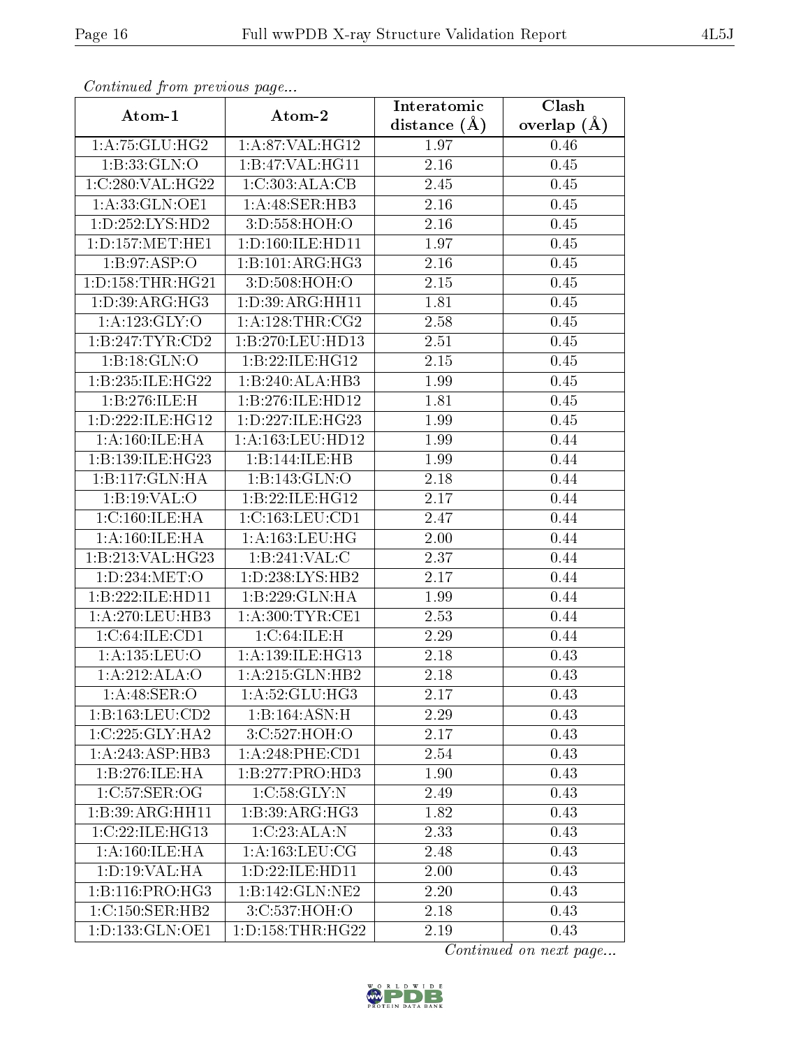*Continued from previous page...*

| Atom-1 | Atom-2 | Interatomic distance (Å) | Clash overlap (Å) |
|---|---|---|---|
| 1:A:75:GLU:HG2 | 1:A:87:VAL:HG12 | 1.97 | 0.46 |
| 1:B:33:GLN:O | 1:B:47:VAL:HG11 | 2.16 | 0.45 |
| 1:C:280:VAL:HG22 | 1:C:303:ALA:CB | 2.45 | 0.45 |
| 1:A:33:GLN:OE1 | 1:A:48:SER:HB3 | 2.16 | 0.45 |
| 1:D:252:LYS:HD2 | 3:D:558:HOH:O | 2.16 | 0.45 |
| 1:D:157:MET:HE1 | 1:D:160:ILE:HD11 | 1.97 | 0.45 |
| 1:B:97:ASP:O | 1:B:101:ARG:HG3 | 2.16 | 0.45 |
| 1:D:158:THR:HG21 | 3:D:508:HOH:O | 2.15 | 0.45 |
| 1:D:39:ARG:HG3 | 1:D:39:ARG:HH11 | 1.81 | 0.45 |
| 1:A:123:GLY:O | 1:A:128:THR:CG2 | 2.58 | 0.45 |
| 1:B:247:TYR:CD2 | 1:B:270:LEU:HD13 | 2.51 | 0.45 |
| 1:B:18:GLN:O | 1:B:22:ILE:HG12 | 2.15 | 0.45 |
| 1:B:235:ILE:HG22 | 1:B:240:ALA:HB3 | 1.99 | 0.45 |
| 1:B:276:ILE:H | 1:B:276:ILE:HD12 | 1.81 | 0.45 |
| 1:D:222:ILE:HG12 | 1:D:227:ILE:HG23 | 1.99 | 0.45 |
| 1:A:160:ILE:HA | 1:A:163:LEU:HD12 | 1.99 | 0.44 |
| 1:B:139:ILE:HG23 | 1:B:144:ILE:HB | 1.99 | 0.44 |
| 1:B:117:GLN:HA | 1:B:143:GLN:O | 2.18 | 0.44 |
| 1:B:19:VAL:O | 1:B:22:ILE:HG12 | 2.17 | 0.44 |
| 1:C:160:ILE:HA | 1:C:163:LEU:CD1 | 2.47 | 0.44 |
| 1:A:160:ILE:HA | 1:A:163:LEU:HG | 2.00 | 0.44 |
| 1:B:213:VAL:HG23 | 1:B:241:VAL:C | 2.37 | 0.44 |
| 1:D:234:MET:O | 1:D:238:LYS:HB2 | 2.17 | 0.44 |
| 1:B:222:ILE:HD11 | 1:B:229:GLN:HA | 1.99 | 0.44 |
| 1:A:270:LEU:HB3 | 1:A:300:TYR:CE1 | 2.53 | 0.44 |
| 1:C:64:ILE:CD1 | 1:C:64:ILE:H | 2.29 | 0.44 |
| 1:A:135:LEU:O | 1:A:139:ILE:HG13 | 2.18 | 0.43 |
| 1:A:212:ALA:O | 1:A:215:GLN:HB2 | 2.18 | 0.43 |
| 1:A:48:SER:O | 1:A:52:GLU:HG3 | 2.17 | 0.43 |
| 1:B:163:LEU:CD2 | 1:B:164:ASN:H | 2.29 | 0.43 |
| 1:C:225:GLY:HA2 | 3:C:527:HOH:O | 2.17 | 0.43 |
| 1:A:243:ASP:HB3 | 1:A:248:PHE:CD1 | 2.54 | 0.43 |
| 1:B:276:ILE:HA | 1:B:277:PRO:HD3 | 1.90 | 0.43 |
| 1:C:57:SER:OG | 1:C:58:GLY:N | 2.49 | 0.43 |
| 1:B:39:ARG:HH11 | 1:B:39:ARG:HG3 | 1.82 | 0.43 |
| 1:C:22:ILE:HG13 | 1:C:23:ALA:N | 2.33 | 0.43 |
| 1:A:160:ILE:HA | 1:A:163:LEU:CG | 2.48 | 0.43 |
| 1:D:19:VAL:HA | 1:D:22:ILE:HD11 | 2.00 | 0.43 |
| 1:B:116:PRO:HG3 | 1:B:142:GLN:NE2 | 2.20 | 0.43 |
| 1:C:150:SER:HB2 | 3:C:537:HOH:O | 2.18 | 0.43 |
| 1:D:133:GLN:OE1 | 1:D:158:THR:HG22 | 2.19 | 0.43 |

*Continued on next page...*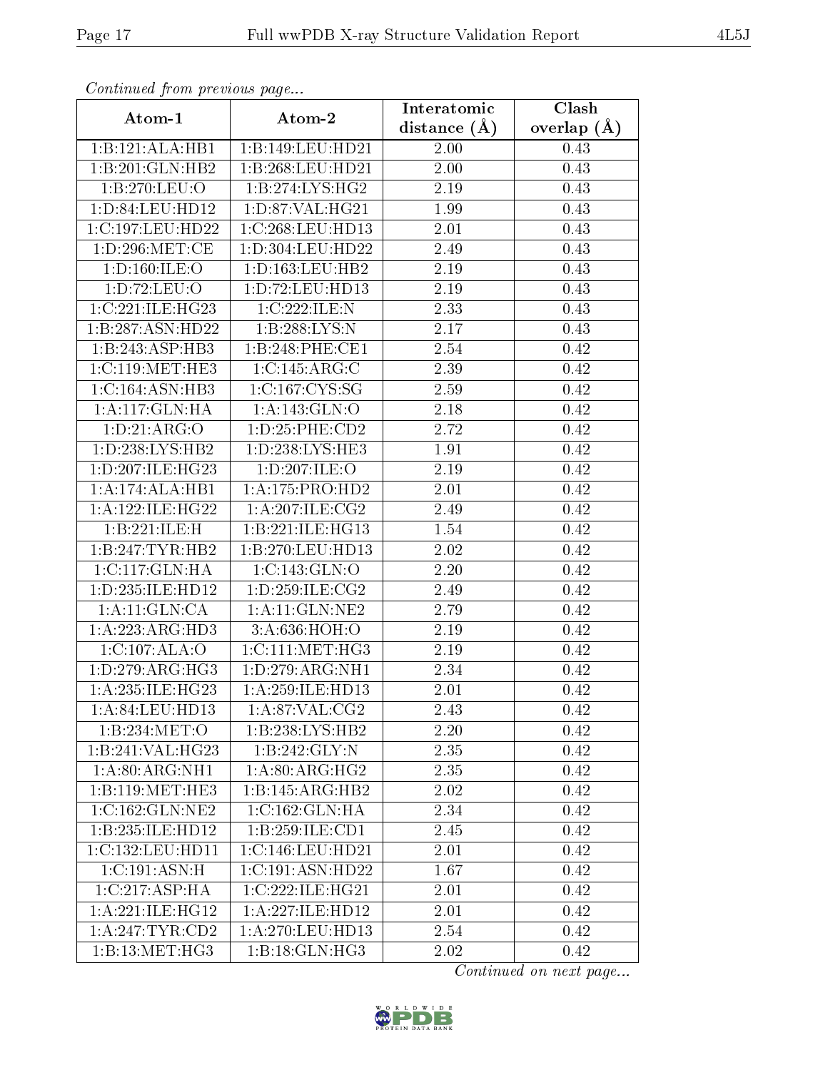*Continued from previous page...*

| Atom-1 | Atom-2 | Interatomic distance (Å) | Clash overlap (Å) |
|---|---|---|---|
| 1:B:121:ALA:HB1 | 1:B:149:LEU:HD21 | 2.00 | 0.43 |
| 1:B:201:GLN:HB2 | 1:B:268:LEU:HD21 | 2.00 | 0.43 |
| 1:B:270:LEU:O | 1:B:274:LYS:HG2 | 2.19 | 0.43 |
| 1:D:84:LEU:HD12 | 1:D:87:VAL:HG21 | 1.99 | 0.43 |
| 1:C:197:LEU:HD22 | 1:C:268:LEU:HD13 | 2.01 | 0.43 |
| 1:D:296:MET:CE | 1:D:304:LEU:HD22 | 2.49 | 0.43 |
| 1:D:160:ILE:O | 1:D:163:LEU:HB2 | 2.19 | 0.43 |
| 1:D:72:LEU:O | 1:D:72:LEU:HD13 | 2.19 | 0.43 |
| 1:C:221:ILE:HG23 | 1:C:222:ILE:N | 2.33 | 0.43 |
| 1:B:287:ASN:HD22 | 1:B:288:LYS:N | 2.17 | 0.43 |
| 1:B:243:ASP:HB3 | 1:B:248:PHE:CE1 | 2.54 | 0.42 |
| 1:C:119:MET:HE3 | 1:C:145:ARG:C | 2.39 | 0.42 |
| 1:C:164:ASN:HB3 | 1:C:167:CYS:SG | 2.59 | 0.42 |
| 1:A:117:GLN:HA | 1:A:143:GLN:O | 2.18 | 0.42 |
| 1:D:21:ARG:O | 1:D:25:PHE:CD2 | 2.72 | 0.42 |
| 1:D:238:LYS:HB2 | 1:D:238:LYS:HE3 | 1.91 | 0.42 |
| 1:D:207:ILE:HG23 | 1:D:207:ILE:O | 2.19 | 0.42 |
| 1:A:174:ALA:HB1 | 1:A:175:PRO:HD2 | 2.01 | 0.42 |
| 1:A:122:ILE:HG22 | 1:A:207:ILE:CG2 | 2.49 | 0.42 |
| 1:B:221:ILE:H | 1:B:221:ILE:HG13 | 1.54 | 0.42 |
| 1:B:247:TYR:HB2 | 1:B:270:LEU:HD13 | 2.02 | 0.42 |
| 1:C:117:GLN:HA | 1:C:143:GLN:O | 2.20 | 0.42 |
| 1:D:235:ILE:HD12 | 1:D:259:ILE:CG2 | 2.49 | 0.42 |
| 1:A:11:GLN:CA | 1:A:11:GLN:NE2 | 2.79 | 0.42 |
| 1:A:223:ARG:HD3 | 3:A:636:HOH:O | 2.19 | 0.42 |
| 1:C:107:ALA:O | 1:C:111:MET:HG3 | 2.19 | 0.42 |
| 1:D:279:ARG:HG3 | 1:D:279:ARG:NH1 | 2.34 | 0.42 |
| 1:A:235:ILE:HG23 | 1:A:259:ILE:HD13 | 2.01 | 0.42 |
| 1:A:84:LEU:HD13 | 1:A:87:VAL:CG2 | 2.43 | 0.42 |
| 1:B:234:MET:O | 1:B:238:LYS:HB2 | 2.20 | 0.42 |
| 1:B:241:VAL:HG23 | 1:B:242:GLY:N | 2.35 | 0.42 |
| 1:A:80:ARG:NH1 | 1:A:80:ARG:HG2 | 2.35 | 0.42 |
| 1:B:119:MET:HE3 | 1:B:145:ARG:HB2 | 2.02 | 0.42 |
| 1:C:162:GLN:NE2 | 1:C:162:GLN:HA | 2.34 | 0.42 |
| 1:B:235:ILE:HD12 | 1:B:259:ILE:CD1 | 2.45 | 0.42 |
| 1:C:132:LEU:HD11 | 1:C:146:LEU:HD21 | 2.01 | 0.42 |
| 1:C:191:ASN:H | 1:C:191:ASN:HD22 | 1.67 | 0.42 |
| 1:C:217:ASP:HA | 1:C:222:ILE:HG21 | 2.01 | 0.42 |
| 1:A:221:ILE:HG12 | 1:A:227:ILE:HD12 | 2.01 | 0.42 |
| 1:A:247:TYR:CD2 | 1:A:270:LEU:HD13 | 2.54 | 0.42 |
| 1:B:13:MET:HG3 | 1:B:18:GLN:HG3 | 2.02 | 0.42 |

*Continued on next page...*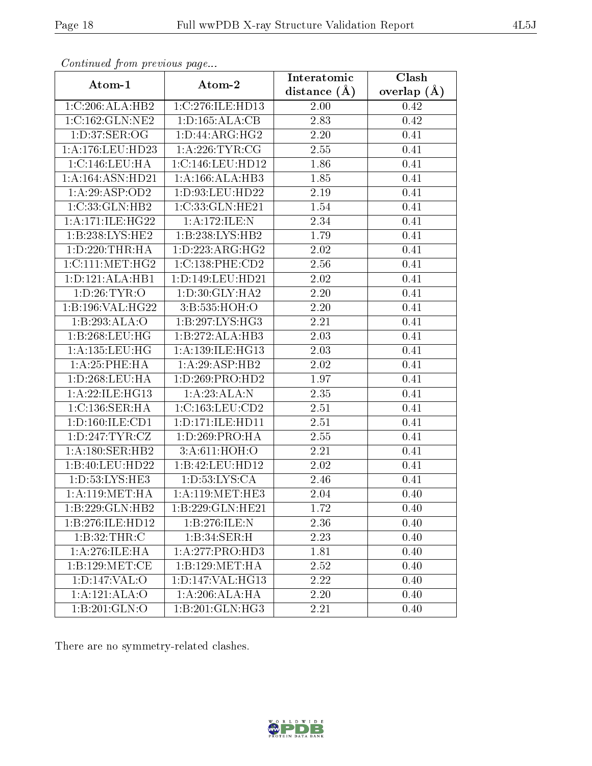*Continued from previous page...*

| Atom-1 | Atom-2 | Interatomic distance (Å) | Clash overlap (Å) |
|---|---|---|---|
| 1:C:206:ALA:HB2 | 1:C:276:ILE:HD13 | 2.00 | 0.42 |
| 1:C:162:GLN:NE2 | 1:D:165:ALA:CB | 2.83 | 0.42 |
| 1:D:37:SER:OG | 1:D:44:ARG:HG2 | 2.20 | 0.41 |
| 1:A:176:LEU:HD23 | 1:A:226:TYR:CG | 2.55 | 0.41 |
| 1:C:146:LEU:HA | 1:C:146:LEU:HD12 | 1.86 | 0.41 |
| 1:A:164:ASN:HD21 | 1:A:166:ALA:HB3 | 1.85 | 0.41 |
| 1:A:29:ASP:OD2 | 1:D:93:LEU:HD22 | 2.19 | 0.41 |
| 1:C:33:GLN:HB2 | 1:C:33:GLN:HE21 | 1.54 | 0.41 |
| 1:A:171:ILE:HG22 | 1:A:172:ILE:N | 2.34 | 0.41 |
| 1:B:238:LYS:HE2 | 1:B:238:LYS:HB2 | 1.79 | 0.41 |
| 1:D:220:THR:HA | 1:D:223:ARG:HG2 | 2.02 | 0.41 |
| 1:C:111:MET:HG2 | 1:C:138:PHE:CD2 | 2.56 | 0.41 |
| 1:D:121:ALA:HB1 | 1:D:149:LEU:HD21 | 2.02 | 0.41 |
| 1:D:26:TYR:O | 1:D:30:GLY:HA2 | 2.20 | 0.41 |
| 1:B:196:VAL:HG22 | 3:B:535:HOH:O | 2.20 | 0.41 |
| 1:B:293:ALA:O | 1:B:297:LYS:HG3 | 2.21 | 0.41 |
| 1:B:268:LEU:HG | 1:B:272:ALA:HB3 | 2.03 | 0.41 |
| 1:A:135:LEU:HG | 1:A:139:ILE:HG13 | 2.03 | 0.41 |
| 1:A:25:PHE:HA | 1:A:29:ASP:HB2 | 2.02 | 0.41 |
| 1:D:268:LEU:HA | 1:D:269:PRO:HD2 | 1.97 | 0.41 |
| 1:A:22:ILE:HG13 | 1:A:23:ALA:N | 2.35 | 0.41 |
| 1:C:136:SER:HA | 1:C:163:LEU:CD2 | 2.51 | 0.41 |
| 1:D:160:ILE:CD1 | 1:D:171:ILE:HD11 | 2.51 | 0.41 |
| 1:D:247:TYR:CZ | 1:D:269:PRO:HA | 2.55 | 0.41 |
| 1:A:180:SER:HB2 | 3:A:611:HOH:O | 2.21 | 0.41 |
| 1:B:40:LEU:HD22 | 1:B:42:LEU:HD12 | 2.02 | 0.41 |
| 1:D:53:LYS:HE3 | 1:D:53:LYS:CA | 2.46 | 0.41 |
| 1:A:119:MET:HA | 1:A:119:MET:HE3 | 2.04 | 0.40 |
| 1:B:229:GLN:HB2 | 1:B:229:GLN:HE21 | 1.72 | 0.40 |
| 1:B:276:ILE:HD12 | 1:B:276:ILE:N | 2.36 | 0.40 |
| 1:B:32:THR:C | 1:B:34:SER:H | 2.23 | 0.40 |
| 1:A:276:ILE:HA | 1:A:277:PRO:HD3 | 1.81 | 0.40 |
| 1:B:129:MET:CE | 1:B:129:MET:HA | 2.52 | 0.40 |
| 1:D:147:VAL:O | 1:D:147:VAL:HG13 | 2.22 | 0.40 |
| 1:A:121:ALA:O | 1:A:206:ALA:HA | 2.20 | 0.40 |
| 1:B:201:GLN:O | 1:B:201:GLN:HG3 | 2.21 | 0.40 |

There are no symmetry-related clashes.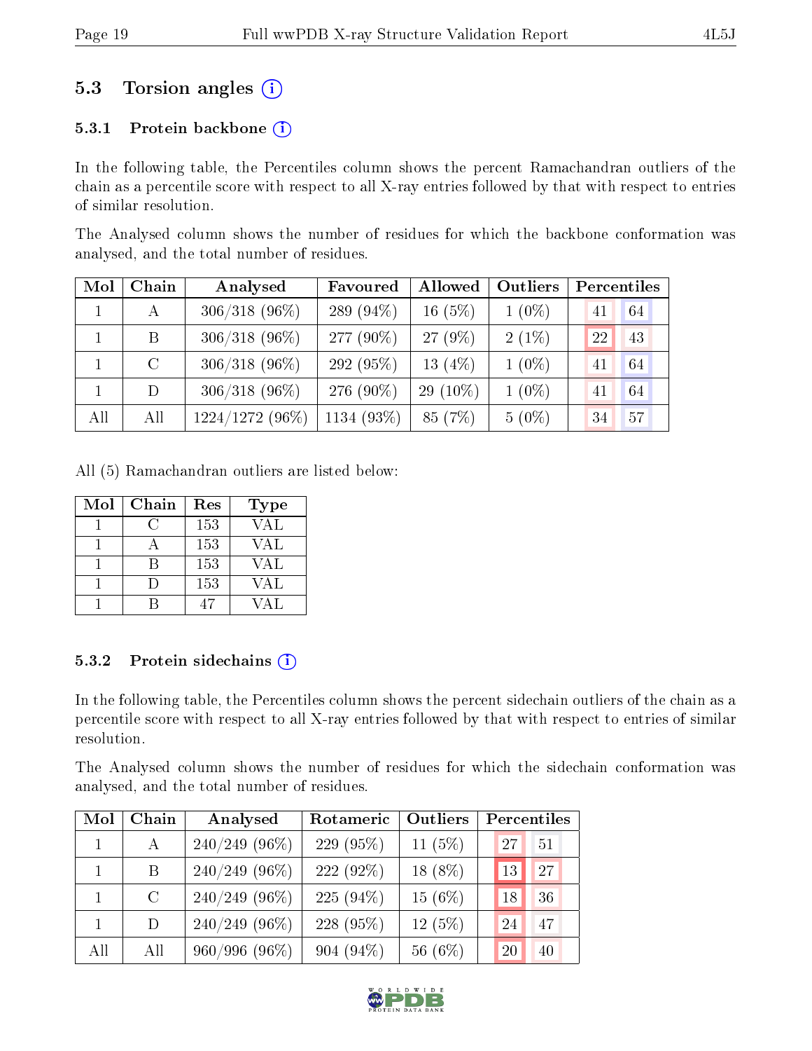### 5.3 Torsion angles (i)

#### 5.3.1 Protein backbone (i)

In the following table, the Percentiles column shows the percent Ramachandran outliers of the chain as a percentile score with respect to all X-ray entries followed by that with respect to entries of similar resolution.

The Analysed column shows the number of residues for which the backbone conformation was analysed, and the total number of residues.

| Mol | Chain | Analysed | Favoured | Allowed | Outliers | Percentiles | |
|---|---|---|---|---|---|---|---|
| 1 | A | 306/318 (96%) | 289 (94%) | 16 (5%) | 1 (0%) | 41 | 64 |
| 1 | B | 306/318 (96%) | 277 (90%) | 27 (9%) | 2 (1%) | 22 | 43 |
| 1 | C | 306/318 (96%) | 292 (95%) | 13 (4%) | 1 (0%) | 41 | 64 |
| 1 | D | 306/318 (96%) | 276 (90%) | 29 (10%) | 1 (0%) | 41 | 64 |
| All | All | 1224/1272 (96%) | 1134 (93%) | 85 (7%) | 5 (0%) | 34 | 57 |

All (5) Ramachandran outliers are listed below:

| Mol | Chain | Res | Type |
|---|---|---|---|
| 1 | C | 153 | VAL |
| 1 | A | 153 | VAL |
| 1 | B | 153 | VAL |
| 1 | D | 153 | VAL |
| 1 | B | 47 | VAL |

#### 5.3.2 Protein sidechains (i)

In the following table, the Percentiles column shows the percent sidechain outliers of the chain as a percentile score with respect to all X-ray entries followed by that with respect to entries of similar resolution.

The Analysed column shows the number of residues for which the sidechain conformation was analysed, and the total number of residues.

| Mol | Chain | Analysed | Rotameric | Outliers | Percentiles | |
|---|---|---|---|---|---|---|
| 1 | A | 240/249 (96%) | 229 (95%) | 11 (5%) | 27 | 51 |
| 1 | B | 240/249 (96%) | 222 (92%) | 18 (8%) | 13 | 27 |
| 1 | C | 240/249 (96%) | 225 (94%) | 15 (6%) | 18 | 36 |
| 1 | D | 240/249 (96%) | 228 (95%) | 12 (5%) | 24 | 47 |
| All | All | 960/996 (96%) | 904 (94%) | 56 (6%) | 20 | 40 |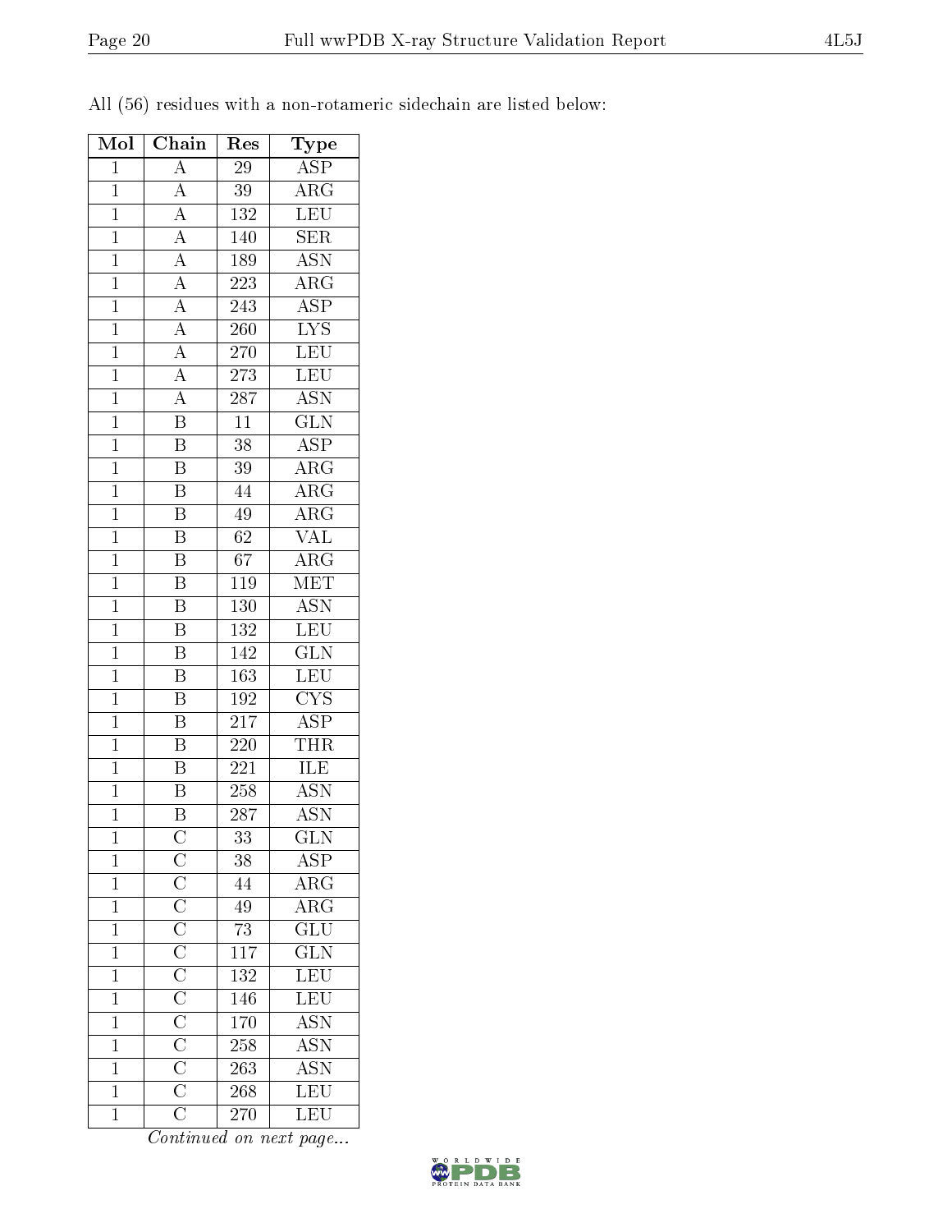All (56) residues with a non-rotameric sidechain are listed below:

| Mol | Chain | Res | Type |
|---|---|---|---|
| 1 | A | 29 | ASP |
| 1 | A | 39 | ARG |
| 1 | A | 132 | LEU |
| 1 | A | 140 | SER |
| 1 | A | 189 | ASN |
| 1 | A | 223 | ARG |
| 1 | A | 243 | ASP |
| 1 | A | 260 | LYS |
| 1 | A | 270 | LEU |
| 1 | A | 273 | LEU |
| 1 | A | 287 | ASN |
| 1 | B | 11 | GLN |
| 1 | B | 38 | ASP |
| 1 | B | 39 | ARG |
| 1 | B | 44 | ARG |
| 1 | B | 49 | ARG |
| 1 | B | 62 | VAL |
| 1 | B | 67 | ARG |
| 1 | B | 119 | MET |
| 1 | B | 130 | ASN |
| 1 | B | 132 | LEU |
| 1 | B | 142 | GLN |
| 1 | B | 163 | LEU |
| 1 | B | 192 | CYS |
| 1 | B | 217 | ASP |
| 1 | B | 220 | THR |
| 1 | B | 221 | ILE |
| 1 | B | 258 | ASN |
| 1 | B | 287 | ASN |
| 1 | C | 33 | GLN |
| 1 | C | 38 | ASP |
| 1 | C | 44 | ARG |
| 1 | C | 49 | ARG |
| 1 | C | 73 | GLU |
| 1 | C | 117 | GLN |
| 1 | C | 132 | LEU |
| 1 | C | 146 | LEU |
| 1 | C | 170 | ASN |
| 1 | C | 258 | ASN |
| 1 | C | 263 | ASN |
| 1 | C | 268 | LEU |
| 1 | C | 270 | LEU |

*Continued on next page...*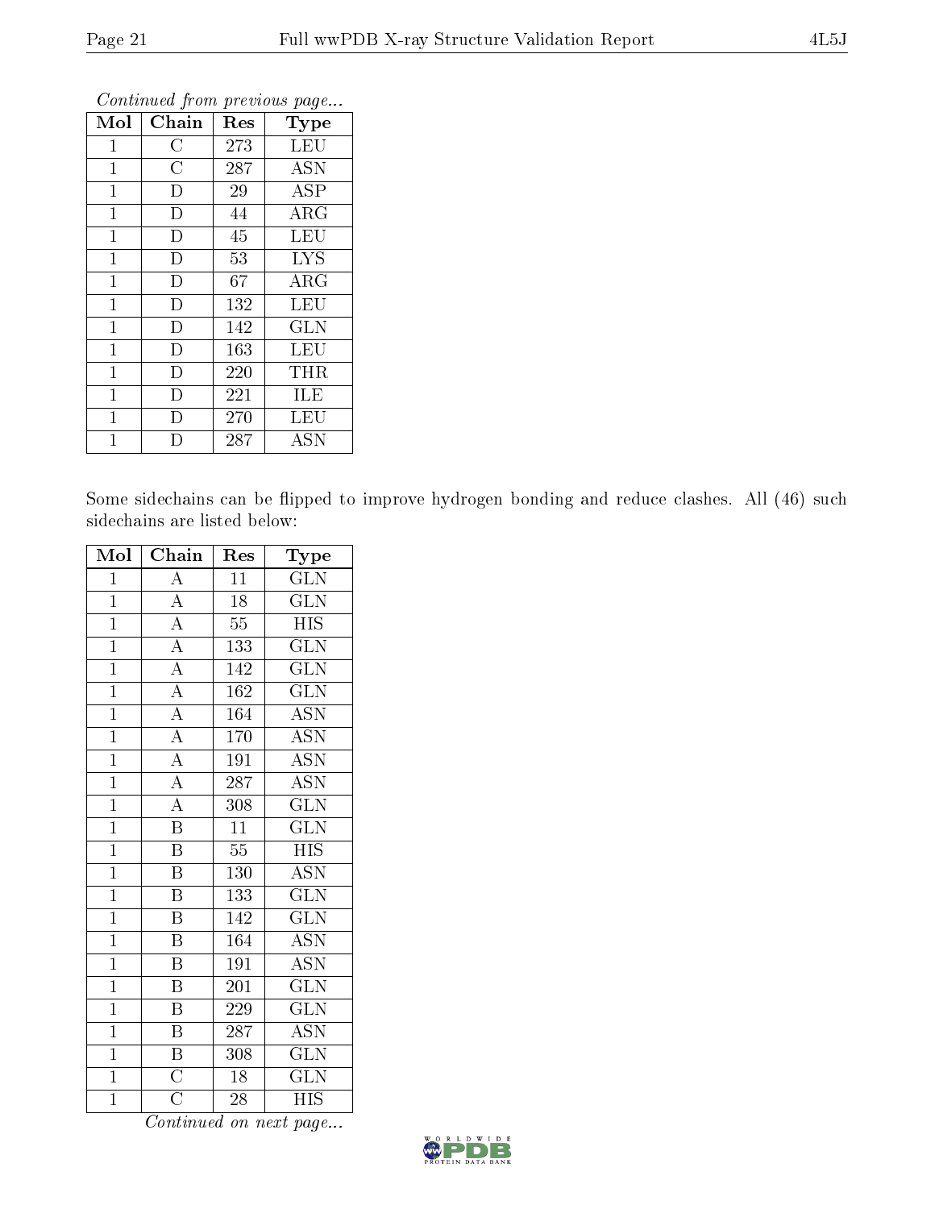*Continued from previous page...*

| Mol | Chain | Res | Type |
|---|---|---|---|
| 1 | C | 273 | LEU |
| 1 | C | 287 | ASN |
| 1 | D | 29 | ASP |
| 1 | D | 44 | ARG |
| 1 | D | 45 | LEU |
| 1 | D | 53 | LYS |
| 1 | D | 67 | ARG |
| 1 | D | 132 | LEU |
| 1 | D | 142 | GLN |
| 1 | D | 163 | LEU |
| 1 | D | 220 | THR |
| 1 | D | 221 | ILE |
| 1 | D | 270 | LEU |
| 1 | D | 287 | ASN |

Some sidechains can be flipped to improve hydrogen bonding and reduce clashes. All (46) such sidechains are listed below:

| Mol | Chain | Res | Type |
|---|---|---|---|
| 1 | A | 11 | GLN |
| 1 | A | 18 | GLN |
| 1 | A | 55 | HIS |
| 1 | A | 133 | GLN |
| 1 | A | 142 | GLN |
| 1 | A | 162 | GLN |
| 1 | A | 164 | ASN |
| 1 | A | 170 | ASN |
| 1 | A | 191 | ASN |
| 1 | A | 287 | ASN |
| 1 | A | 308 | GLN |
| 1 | B | 11 | GLN |
| 1 | B | 55 | HIS |
| 1 | B | 130 | ASN |
| 1 | B | 133 | GLN |
| 1 | B | 142 | GLN |
| 1 | B | 164 | ASN |
| 1 | B | 191 | ASN |
| 1 | B | 201 | GLN |
| 1 | B | 229 | GLN |
| 1 | B | 287 | ASN |
| 1 | B | 308 | GLN |
| 1 | C | 18 | GLN |
| 1 | C | 28 | HIS |

*Continued on next page...*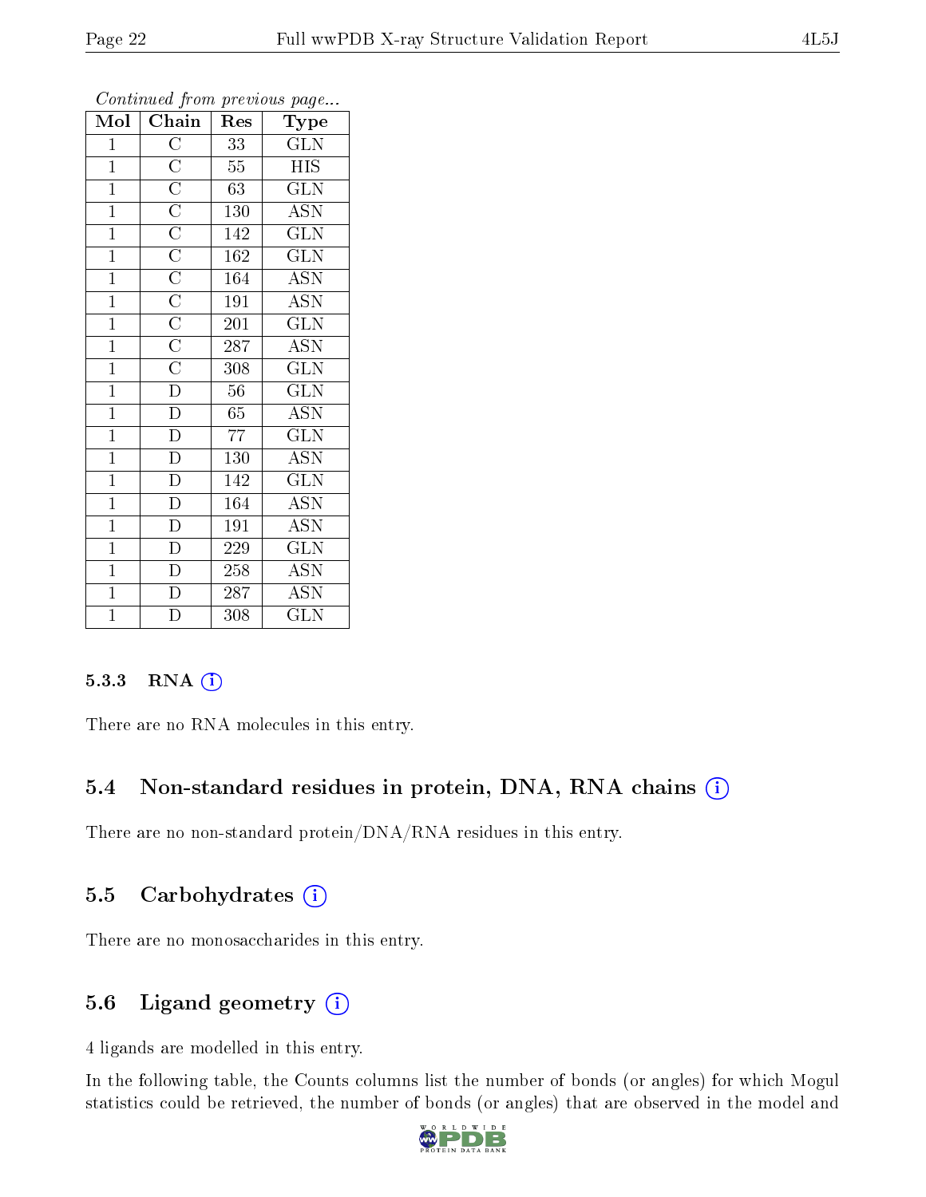*Continued from previous page...*

| Mol | Chain | Res | Type |
|---|---|---|---|
| 1 | C | 33 | GLN |
| 1 | C | 55 | HIS |
| 1 | C | 63 | GLN |
| 1 | C | 130 | ASN |
| 1 | C | 142 | GLN |
| 1 | C | 162 | GLN |
| 1 | C | 164 | ASN |
| 1 | C | 191 | ASN |
| 1 | C | 201 | GLN |
| 1 | C | 287 | ASN |
| 1 | C | 308 | GLN |
| 1 | D | 56 | GLN |
| 1 | D | 65 | ASN |
| 1 | D | 77 | GLN |
| 1 | D | 130 | ASN |
| 1 | D | 142 | GLN |
| 1 | D | 164 | ASN |
| 1 | D | 191 | ASN |
| 1 | D | 229 | GLN |
| 1 | D | 258 | ASN |
| 1 | D | 287 | ASN |
| 1 | D | 308 | GLN |

#### 5.3.3 RNA

There are no RNA molecules in this entry.

### 5.4 Non-standard residues in protein, DNA, RNA chains

There are no non-standard protein/DNA/RNA residues in this entry.

### 5.5 Carbohydrates

There are no monosaccharides in this entry.

### 5.6 Ligand geometry

4 ligands are modelled in this entry.

In the following table, the Counts columns list the number of bonds (or angles) for which Mogul statistics could be retrieved, the number of bonds (or angles) that are observed in the model and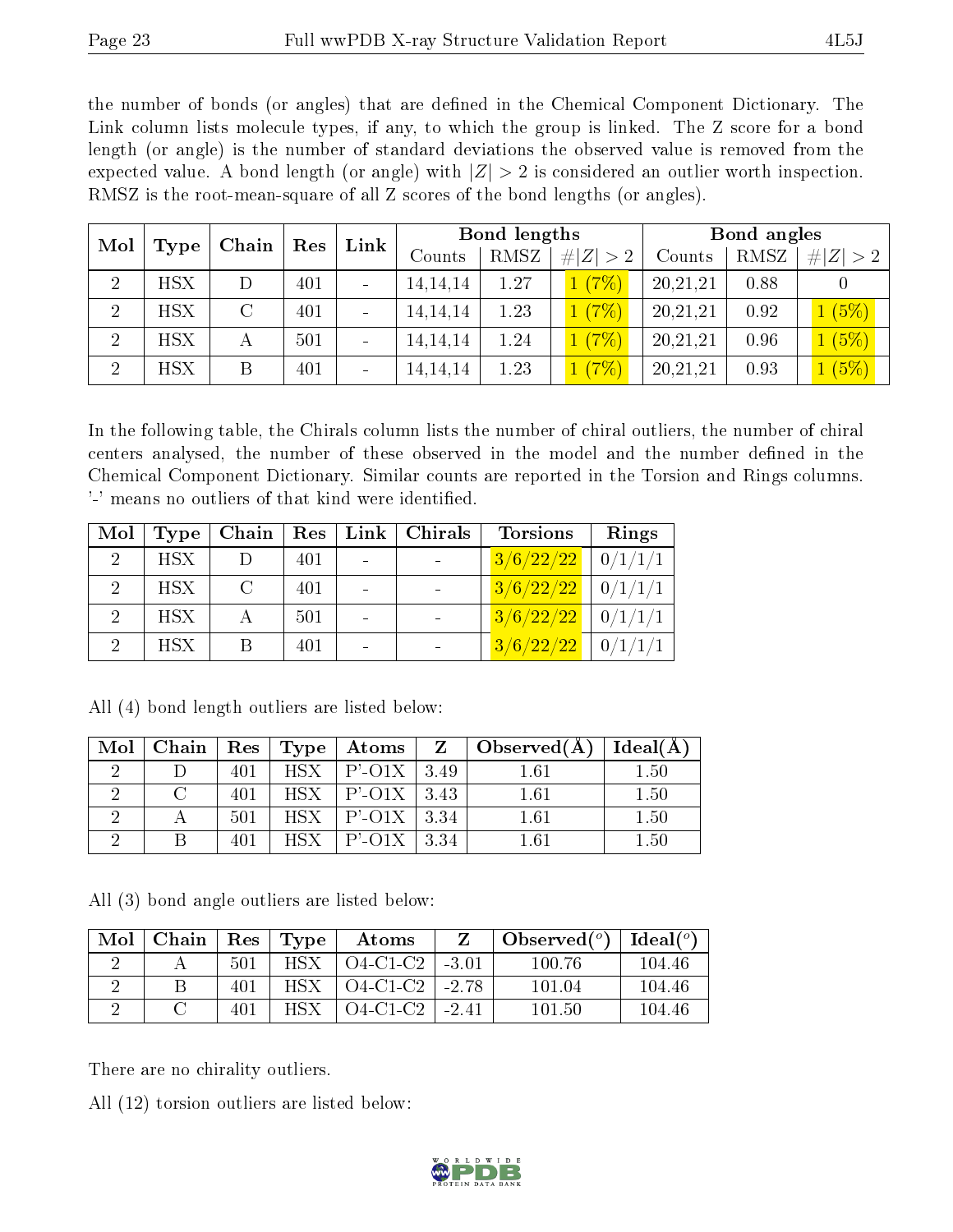the number of bonds (or angles) that are defined in the Chemical Component Dictionary. The Link column lists molecule types, if any, to which the group is linked. The Z score for a bond length (or angle) is the number of standard deviations the observed value is removed from the expected value. A bond length (or angle) with $|Z| > 2$ is considered an outlier worth inspection. RMSZ is the root-mean-square of all Z scores of the bond lengths (or angles).

| Mol | Type | Chain | Res | Link | Bond lengths | | | Bond angles | | |
|---|---|---|---|---|---|---|---|---|---|---|
| | | | | | Counts | RMSZ | #\|Z\| > 2 | Counts | RMSZ | #\|Z\| > 2 |
| 2 | HSX | D | 401 | - | 14,14,14 | 1.27 | 1 (7%) | 20,21,21 | 0.88 | 0 |
| 2 | HSX | C | 401 | - | 14,14,14 | 1.23 | 1 (7%) | 20,21,21 | 0.92 | 1 (5%) |
| 2 | HSX | A | 501 | - | 14,14,14 | 1.24 | 1 (7%) | 20,21,21 | 0.96 | 1 (5%) |
| 2 | HSX | B | 401 | - | 14,14,14 | 1.23 | 1 (7%) | 20,21,21 | 0.93 | 1 (5%) |

In the following table, the Chirals column lists the number of chiral outliers, the number of chiral centers analysed, the number of these observed in the model and the number defined in the Chemical Component Dictionary. Similar counts are reported in the Torsion and Rings columns. '-' means no outliers of that kind were identified.

| Mol | Type | Chain | Res | Link | Chirals | Torsions | Rings |
|---|---|---|---|---|---|---|---|
| 2 | HSX | D | 401 | - | - | 3/6/22/22 | 0/1/1/1 |
| 2 | HSX | C | 401 | - | - | 3/6/22/22 | 0/1/1/1 |
| 2 | HSX | A | 501 | - | - | 3/6/22/22 | 0/1/1/1 |
| 2 | HSX | B | 401 | - | - | 3/6/22/22 | 0/1/1/1 |

All (4) bond length outliers are listed below:

| Mol | Chain | Res | Type | Atoms | Z | Observed(Å) | Ideal(Å) |
|---|---|---|---|---|---|---|---|
| 2 | D | 401 | HSX | P'-O1X | 3.49 | 1.61 | 1.50 |
| 2 | C | 401 | HSX | P'-O1X | 3.43 | 1.61 | 1.50 |
| 2 | A | 501 | HSX | P'-O1X | 3.34 | 1.61 | 1.50 |
| 2 | B | 401 | HSX | P'-O1X | 3.34 | 1.61 | 1.50 |

All (3) bond angle outliers are listed below:

| Mol | Chain | Res | Type | Atoms | Z | Observed(°) | Ideal(°) |
|---|---|---|---|---|---|---|---|
| 2 | A | 501 | HSX | O4-C1-C2 | -3.01 | 100.76 | 104.46 |
| 2 | B | 401 | HSX | O4-C1-C2 | -2.78 | 101.04 | 104.46 |
| 2 | C | 401 | HSX | O4-C1-C2 | -2.41 | 101.50 | 104.46 |

There are no chirality outliers.

All (12) torsion outliers are listed below: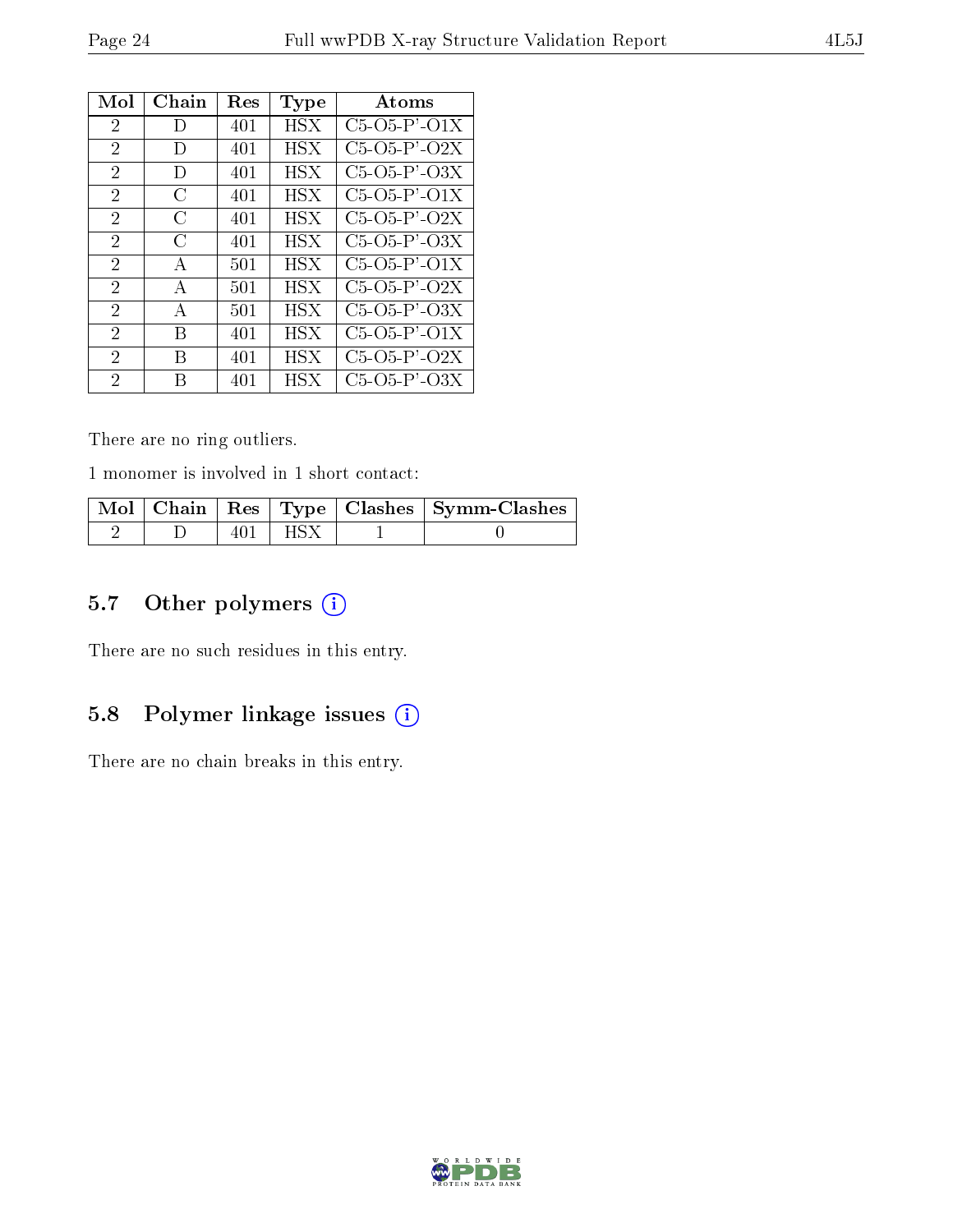| Mol | Chain | Res | Type | Atoms |
|---|---|---|---|---|
| 2 | D | 401 | HSX | C5-O5-P'-O1X |
| 2 | D | 401 | HSX | C5-O5-P'-O2X |
| 2 | D | 401 | HSX | C5-O5-P'-O3X |
| 2 | C | 401 | HSX | C5-O5-P'-O1X |
| 2 | C | 401 | HSX | C5-O5-P'-O2X |
| 2 | C | 401 | HSX | C5-O5-P'-O3X |
| 2 | A | 501 | HSX | C5-O5-P'-O1X |
| 2 | A | 501 | HSX | C5-O5-P'-O2X |
| 2 | A | 501 | HSX | C5-O5-P'-O3X |
| 2 | B | 401 | HSX | C5-O5-P'-O1X |
| 2 | B | 401 | HSX | C5-O5-P'-O2X |
| 2 | B | 401 | HSX | C5-O5-P'-O3X |

There are no ring outliers.

1 monomer is involved in 1 short contact:

| Mol | Chain | Res | Type | Clashes | Symm-Clashes |
|---|---|---|---|---|---|
| 2 | D | 401 | HSX | 1 | 0 |

## 5.7 Other polymers

There are no such residues in this entry.

## 5.8 Polymer linkage issues

There are no chain breaks in this entry.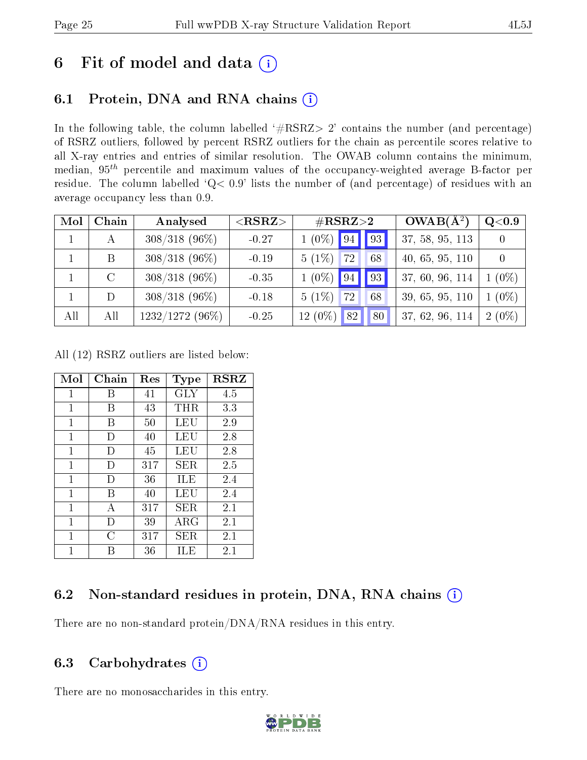# 6 Fit of model and data (i)

## 6.1 Protein, DNA and RNA chains (i)

In the following table, the column labelled '#RSRZ> 2' contains the number (and percentage) of RSRZ outliers, followed by percent RSRZ outliers for the chain as percentile scores relative to all X-ray entries and entries of similar resolution. The OWAB column contains the minimum, median, $95^{th}$ percentile and maximum values of the occupancy-weighted average B-factor per residue. The column labelled 'Q< 0.9' lists the number of (and percentage) of residues with an average occupancy less than 0.9.

| Mol | Chain | Analysed | <RSRZ> | #RSRZ>2 | | | OWAB(Å$^2$) | Q<0.9 |
|---|---|---|---|---|---|---|---|---|
| 1 | A | 308/318 (96%) | -0.27 | 1 (0%) | 94 | 93 | 37, 58, 95, 113 | 0 |
| 1 | B | 308/318 (96%) | -0.19 | 5 (1%) | 72 | 68 | 40, 65, 95, 110 | 0 |
| 1 | C | 308/318 (96%) | -0.35 | 1 (0%) | 94 | 93 | 37, 60, 96, 114 | 1 (0%) |
| 1 | D | 308/318 (96%) | -0.18 | 5 (1%) | 72 | 68 | 39, 65, 95, 110 | 1 (0%) |
| All | All | 1232/1272 (96%) | -0.25 | 12 (0%) | 82 | 80 | 37, 62, 96, 114 | 2 (0%) |

All (12) RSRZ outliers are listed below:

| Mol | Chain | Res | Type | RSRZ |
|---|---|---|---|---|
| 1 | B | 41 | GLY | 4.5 |
| 1 | B | 43 | THR | 3.3 |
| 1 | B | 50 | LEU | 2.9 |
| 1 | D | 40 | LEU | 2.8 |
| 1 | D | 45 | LEU | 2.8 |
| 1 | D | 317 | SER | 2.5 |
| 1 | D | 36 | ILE | 2.4 |
| 1 | B | 40 | LEU | 2.4 |
| 1 | A | 317 | SER | 2.1 |
| 1 | D | 39 | ARG | 2.1 |
| 1 | C | 317 | SER | 2.1 |
| 1 | B | 36 | ILE | 2.1 |

## 6.2 Non-standard residues in protein, DNA, RNA chains (i)

There are no non-standard protein/DNA/RNA residues in this entry.

## 6.3 Carbohydrates (i)

There are no monosaccharides in this entry.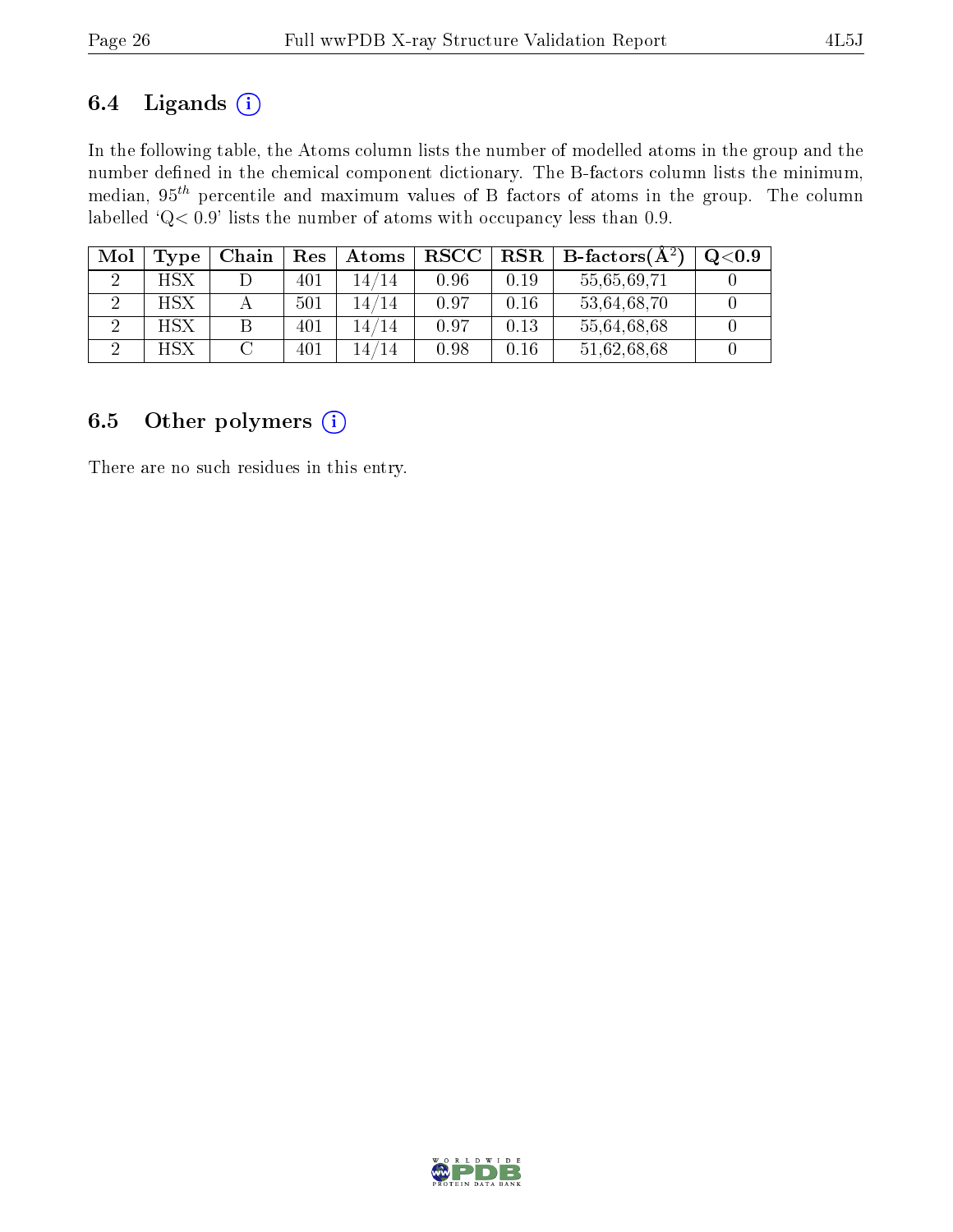## 6.4 Ligands (i)

In the following table, the Atoms column lists the number of modelled atoms in the group and the number defined in the chemical component dictionary. The B-factors column lists the minimum, median, $95^{th}$ percentile and maximum values of B factors of atoms in the group. The column labelled 'Q< 0.9' lists the number of atoms with occupancy less than 0.9.

| Mol | Type | Chain | Res | Atoms | RSCC | RSR | B-factors(Å$^2$) | Q<0.9 |
|---|---|---|---|---|---|---|---|---|
| 2 | HSX | D | 401 | 14/14 | 0.96 | 0.19 | 55,65,69,71 | 0 |
| 2 | HSX | A | 501 | 14/14 | 0.97 | 0.16 | 53,64,68,70 | 0 |
| 2 | HSX | B | 401 | 14/14 | 0.97 | 0.13 | 55,64,68,68 | 0 |
| 2 | HSX | C | 401 | 14/14 | 0.98 | 0.16 | 51,62,68,68 | 0 |

## 6.5 Other polymers (i)

There are no such residues in this entry.